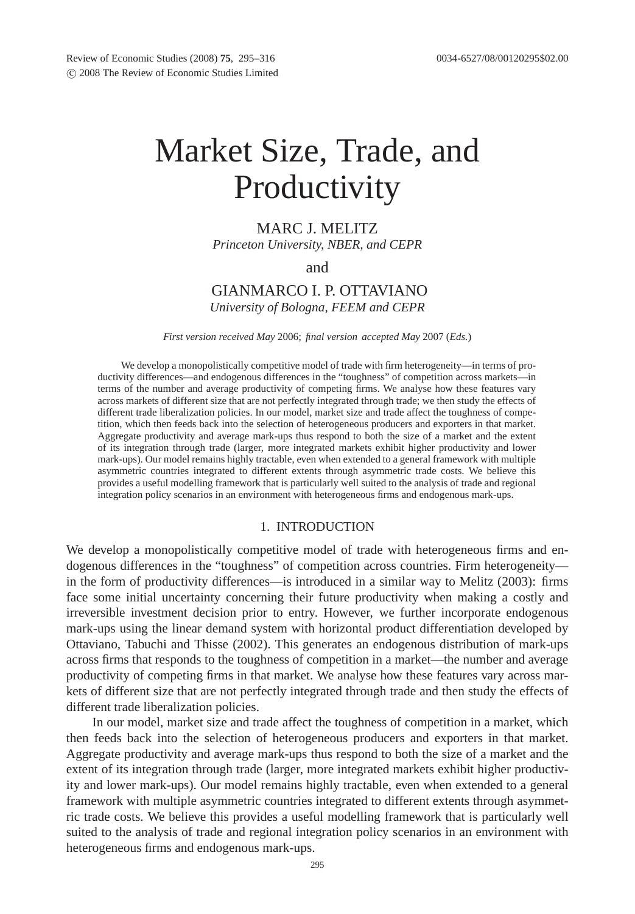# Market Size, Trade, and Productivity

MARC J. MELITZ

*Princeton University, NBER, and CEPR*

and

GIANMARCO I. P. OTTAVIANO

*University of Bologna, FEEM and CEPR*

*First version received May* 2006; *final version accepted May* 2007 (*Eds.*)

We develop a monopolistically competitive model of trade with firm heterogeneity—in terms of productivity differences—and endogenous differences in the "toughness" of competition across markets—in terms of the number and average productivity of competing firms. We analyse how these features vary across markets of different size that are not perfectly integrated through trade; we then study the effects of different trade liberalization policies. In our model, market size and trade affect the toughness of competition, which then feeds back into the selection of heterogeneous producers and exporters in that market. Aggregate productivity and average mark-ups thus respond to both the size of a market and the extent of its integration through trade (larger, more integrated markets exhibit higher productivity and lower mark-ups). Our model remains highly tractable, even when extended to a general framework with multiple asymmetric countries integrated to different extents through asymmetric trade costs. We believe this provides a useful modelling framework that is particularly well suited to the analysis of trade and regional integration policy scenarios in an environment with heterogeneous firms and endogenous mark-ups.

## 1. INTRODUCTION

We develop a monopolistically competitive model of trade with heterogeneous firms and endogenous differences in the "toughness" of competition across countries. Firm heterogeneity—in the form of productivity differences—is introduced in a similar way to Melitz (2003): firms face some initial uncertainty concerning their future productivity when making a costly and irreversible investment decision prior to entry. However, we further incorporate endogenous mark-ups using the linear demand system with horizontal product differentiation developed by Ottaviano, Tabuchi and Thisse (2002). This generates an endogenous distribution of mark-ups across firms that responds to the toughness of competition in a market—the number and average productivity of competing firms in that market. We analyse how these features vary across markets of different size that are not perfectly integrated through trade and then study the effects of different trade liberalization policies.

In our model, market size and trade affect the toughness of competition in a market, which then feeds back into the selection of heterogeneous producers and exporters in that market. Aggregate productivity and average mark-ups thus respond to both the size of a market and the extent of its integration through trade (larger, more integrated markets exhibit higher productivity and lower mark-ups). Our model remains highly tractable, even when extended to a general framework with multiple asymmetric countries integrated to different extents through asymmetric trade costs. We believe this provides a useful modelling framework that is particularly well suited to the analysis of trade and regional integration policy scenarios in an environment with heterogeneous firms and endogenous mark-ups.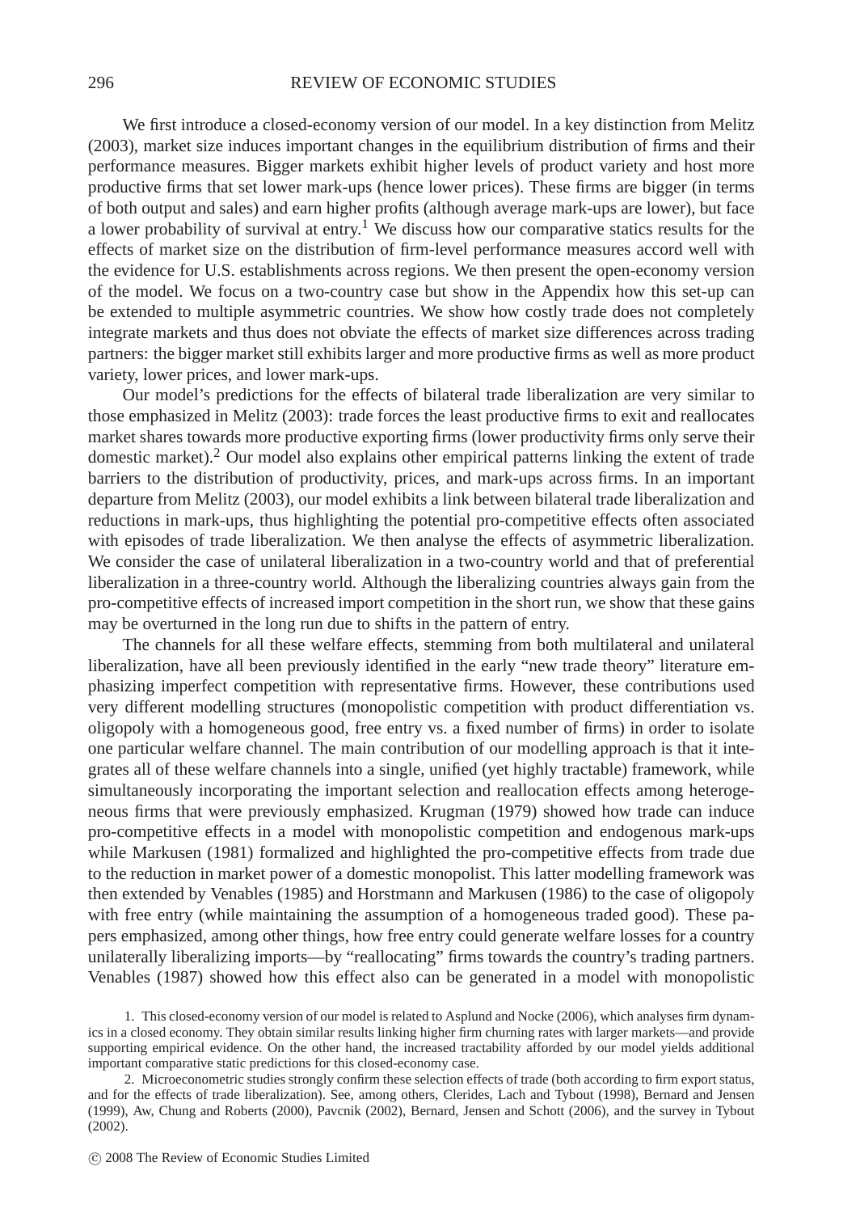We first introduce a closed-economy version of our model. In a key distinction from Melitz (2003), market size induces important changes in the equilibrium distribution of firms and their performance measures. Bigger markets exhibit higher levels of product variety and host more productive firms that set lower mark-ups (hence lower prices). These firms are bigger (in terms of both output and sales) and earn higher profits (although average mark-ups are lower), but face a lower probability of survival at entry.[1] We discuss how our comparative statics results for the effects of market size on the distribution of firm-level performance measures accord well with the evidence for U.S. establishments across regions. We then present the open-economy version of the model. We focus on a two-country case but show in the Appendix how this set-up can be extended to multiple asymmetric countries. We show how costly trade does not completely integrate markets and thus does not obviate the effects of market size differences across trading partners: the bigger market still exhibits larger and more productive firms as well as more product variety, lower prices, and lower mark-ups.

Our model's predictions for the effects of bilateral trade liberalization are very similar to those emphasized in Melitz (2003): trade forces the least productive firms to exit and reallocates market shares towards more productive exporting firms (lower productivity firms only serve their domestic market).[2] Our model also explains other empirical patterns linking the extent of trade barriers to the distribution of productivity, prices, and mark-ups across firms. In an important departure from Melitz (2003), our model exhibits a link between bilateral trade liberalization and reductions in mark-ups, thus highlighting the potential pro-competitive effects often associated with episodes of trade liberalization. We then analyse the effects of asymmetric liberalization. We consider the case of unilateral liberalization in a two-country world and that of preferential liberalization in a three-country world. Although the liberalizing countries always gain from the pro-competitive effects of increased import competition in the short run, we show that these gains may be overturned in the long run due to shifts in the pattern of entry.

The channels for all these welfare effects, stemming from both multilateral and unilateral liberalization, have all been previously identified in the early "new trade theory" literature emphasizing imperfect competition with representative firms. However, these contributions used very different modelling structures (monopolistic competition with product differentiation vs. oligopoly with a homogeneous good, free entry vs. a fixed number of firms) in order to isolate one particular welfare channel. The main contribution of our modelling approach is that it integrates all of these welfare channels into a single, unified (yet highly tractable) framework, while simultaneously incorporating the important selection and reallocation effects among heterogeneous firms that were previously emphasized. Krugman (1979) showed how trade can induce pro-competitive effects in a model with monopolistic competition and endogenous mark-ups while Markusen (1981) formalized and highlighted the pro-competitive effects from trade due to the reduction in market power of a domestic monopolist. This latter modelling framework was then extended by Venables (1985) and Horstmann and Markusen (1986) to the case of oligopoly with free entry (while maintaining the assumption of a homogeneous traded good). These papers emphasized, among other things, how free entry could generate welfare losses for a country unilaterally liberalizing imports—by "reallocating" firms towards the country's trading partners. Venables (1987) showed how this effect also can be generated in a model with monopolistic

1. This closed-economy version of our model is related to Asplund and Nocke (2006), which analyses firm dynamics in a closed economy. They obtain similar results linking higher firm churning rates with larger markets—and provide supporting empirical evidence. On the other hand, the increased tractability afforded by our model yields additional important comparative static predictions for this closed-economy case.

2. Microeconometric studies strongly confirm these selection effects of trade (both according to firm export status, and for the effects of trade liberalization). See, among others, Clerides, Lach and Tybout (1998), Bernard and Jensen (1999), Aw, Chung and Roberts (2000), Pavcnik (2002), Bernard, Jensen and Schott (2006), and the survey in Tybout (2002).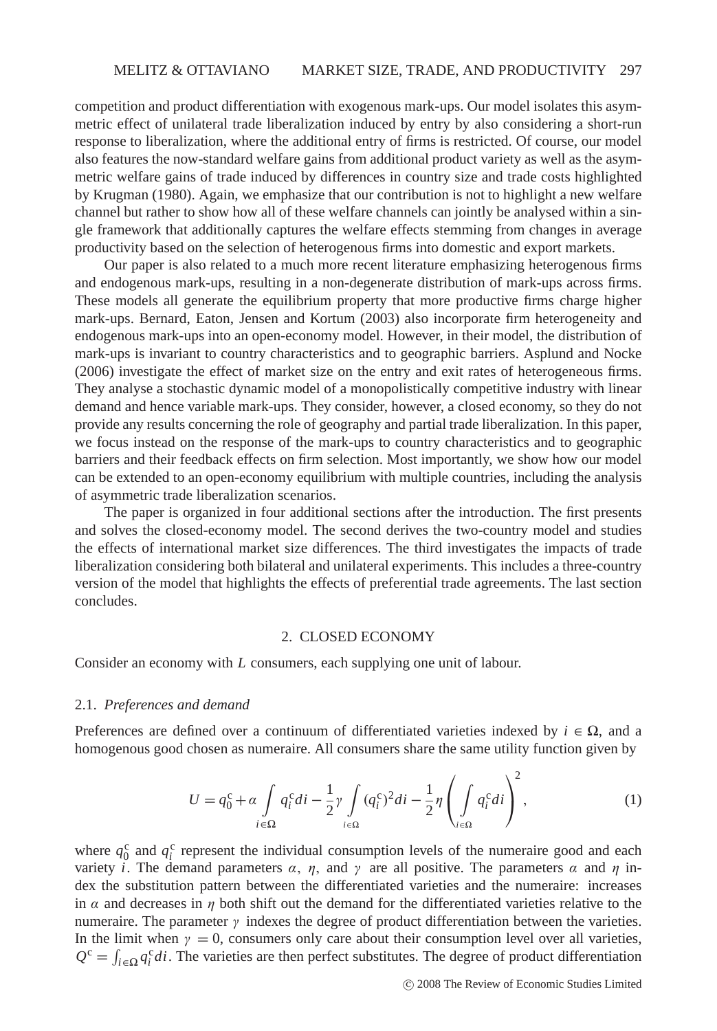competition and product differentiation with exogenous mark-ups. Our model isolates this asymmetric effect of unilateral trade liberalization induced by entry by also considering a short-run response to liberalization, where the additional entry of firms is restricted. Of course, our model also features the now-standard welfare gains from additional product variety as well as the asymmetric welfare gains of trade induced by differences in country size and trade costs highlighted by Krugman (1980). Again, we emphasize that our contribution is not to highlight a new welfare channel but rather to show how all of these welfare channels can jointly be analysed within a single framework that additionally captures the welfare effects stemming from changes in average productivity based on the selection of heterogenous firms into domestic and export markets.

Our paper is also related to a much more recent literature emphasizing heterogenous firms and endogenous mark-ups, resulting in a non-degenerate distribution of mark-ups across firms. These models all generate the equilibrium property that more productive firms charge higher mark-ups. Bernard, Eaton, Jensen and Kortum (2003) also incorporate firm heterogeneity and endogenous mark-ups into an open-economy model. However, in their model, the distribution of mark-ups is invariant to country characteristics and to geographic barriers. Asplund and Nocke (2006) investigate the effect of market size on the entry and exit rates of heterogeneous firms. They analyse a stochastic dynamic model of a monopolistically competitive industry with linear demand and hence variable mark-ups. They consider, however, a closed economy, so they do not provide any results concerning the role of geography and partial trade liberalization. In this paper, we focus instead on the response of the mark-ups to country characteristics and to geographic barriers and their feedback effects on firm selection. Most importantly, we show how our model can be extended to an open-economy equilibrium with multiple countries, including the analysis of asymmetric trade liberalization scenarios.

The paper is organized in four additional sections after the introduction. The first presents and solves the closed-economy model. The second derives the two-country model and studies the effects of international market size differences. The third investigates the impacts of trade liberalization considering both bilateral and unilateral experiments. This includes a three-country version of the model that highlights the effects of preferential trade agreements. The last section concludes.

## 2. CLOSED ECONOMY

Consider an economy with $L$ consumers, each supplying one unit of labour.

### 2.1. *Preferences and demand*

Preferences are defined over a continuum of differentiated varieties indexed by $i \in \Omega$, and a homogenous good chosen as numeraire. All consumers share the same utility function given by

$$U = q_0^c + \alpha \int_{i \in \Omega} q_i^c di - \frac{1}{2}\gamma \int_{i \in \Omega} (q_i^c)^2 di - \frac{1}{2}\eta \left( \int_{i \in \Omega} q_i^c di \right)^2, \tag{1}$$

where $q_0^c$ and $q_i^c$ represent the individual consumption levels of the numeraire good and each variety $i$. The demand parameters $\alpha$, $\eta$, and $\gamma$ are all positive. The parameters $\alpha$ and $\eta$ index the substitution pattern between the differentiated varieties and the numeraire: increases in $\alpha$ and decreases in $\eta$ both shift out the demand for the differentiated varieties relative to the numeraire. The parameter $\gamma$ indexes the degree of product differentiation between the varieties. In the limit when $\gamma = 0$, consumers only care about their consumption level over all varieties, $Q^c = \int_{i \in \Omega} q_i^c di$. The varieties are then perfect substitutes. The degree of product differentiation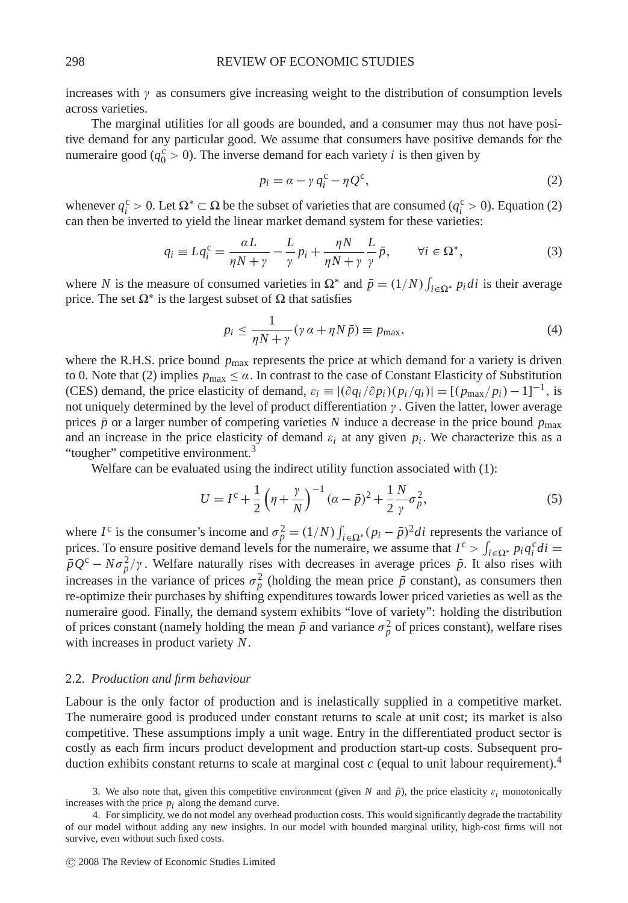increases with $\gamma$ as consumers give increasing weight to the distribution of consumption levels across varieties.

The marginal utilities for all goods are bounded, and a consumer may thus not have positive demand for any particular good. We assume that consumers have positive demands for the numeraire good ($q_0^c > 0$). The inverse demand for each variety $i$ is then given by

$$p_i = \alpha - \gamma q_i^c - \eta Q^c, \tag{2}$$

whenever $q_i^c > 0$. Let $\Omega^* \subset \Omega$ be the subset of varieties that are consumed ($q_i^c > 0$). Equation (2) can then be inverted to yield the linear market demand system for these varieties:

$$q_i \equiv L q_i^c = \frac{\alpha L}{\eta N + \gamma} - \frac{L}{\gamma} p_i + \frac{\eta N}{\eta N + \gamma} \frac{L}{\gamma} \bar{p}, \qquad \forall i \in \Omega^*, \tag{3}$$

where $N$ is the measure of consumed varieties in $\Omega^*$ and $\bar{p} = (1/N) \int_{i \in \Omega^*} p_i di$ is their average price. The set $\Omega^*$ is the largest subset of $\Omega$ that satisfies

$$p_i \leq \frac{1}{\eta N + \gamma} (\gamma \alpha + \eta N \bar{p}) \equiv p_{\max}, \tag{4}$$

where the R.H.S. price bound $p_{\max}$ represents the price at which demand for a variety is driven to 0. Note that (2) implies $p_{\max} \leq \alpha$. In contrast to the case of Constant Elasticity of Substitution (CES) demand, the price elasticity of demand, $\varepsilon_i \equiv |(\partial q_i / \partial p_i)(p_i / q_i)| = [(p_{\max}/p_i) - 1]^{-1}$, is not uniquely determined by the level of product differentiation $\gamma$. Given the latter, lower average prices $\bar{p}$ or a larger number of competing varieties $N$ induce a decrease in the price bound $p_{\max}$ and an increase in the price elasticity of demand $\varepsilon_i$ at any given $p_i$. We characterize this as a "tougher" competitive environment.[3]

Welfare can be evaluated using the indirect utility function associated with (1):

$$U = I^c + \frac{1}{2} \left( \eta + \frac{\gamma}{N} \right)^{-1} (\alpha - \bar{p})^2 + \frac{1}{2} \frac{N}{\gamma} \sigma_p^2, \tag{5}$$

where $I^c$ is the consumer's income and $\sigma_p^2 = (1/N) \int_{i \in \Omega^*} (p_i - \bar{p})^2 di$ represents the variance of prices. To ensure positive demand levels for the numeraire, we assume that $I^c > \int_{i \in \Omega^*} p_i q_i^c di = \bar{p} Q^c - N \sigma_p^2 / \gamma$. Welfare naturally rises with decreases in average prices $\bar{p}$. It also rises with increases in the variance of prices $\sigma_p^2$ (holding the mean price $\bar{p}$ constant), as consumers then re-optimize their purchases by shifting expenditures towards lower priced varieties as well as the numeraire good. Finally, the demand system exhibits "love of variety": holding the distribution of prices constant (namely holding the mean $\bar{p}$ and variance $\sigma_p^2$ of prices constant), welfare rises with increases in product variety $N$.

### 2.2. *Production and firm behaviour*

Labour is the only factor of production and is inelastically supplied in a competitive market. The numeraire good is produced under constant returns to scale at unit cost; its market is also competitive. These assumptions imply a unit wage. Entry in the differentiated product sector is costly as each firm incurs product development and production start-up costs. Subsequent production exhibits constant returns to scale at marginal cost $c$ (equal to unit labour requirement).[4]

3. We also note that, given this competitive environment (given $N$ and $\bar{p}$), the price elasticity $\varepsilon_i$ monotonically increases with the price $p_i$ along the demand curve.

4. For simplicity, we do not model any overhead production costs. This would significantly degrade the tractability of our model without adding any new insights. In our model with bounded marginal utility, high-cost firms will not survive, even without such fixed costs.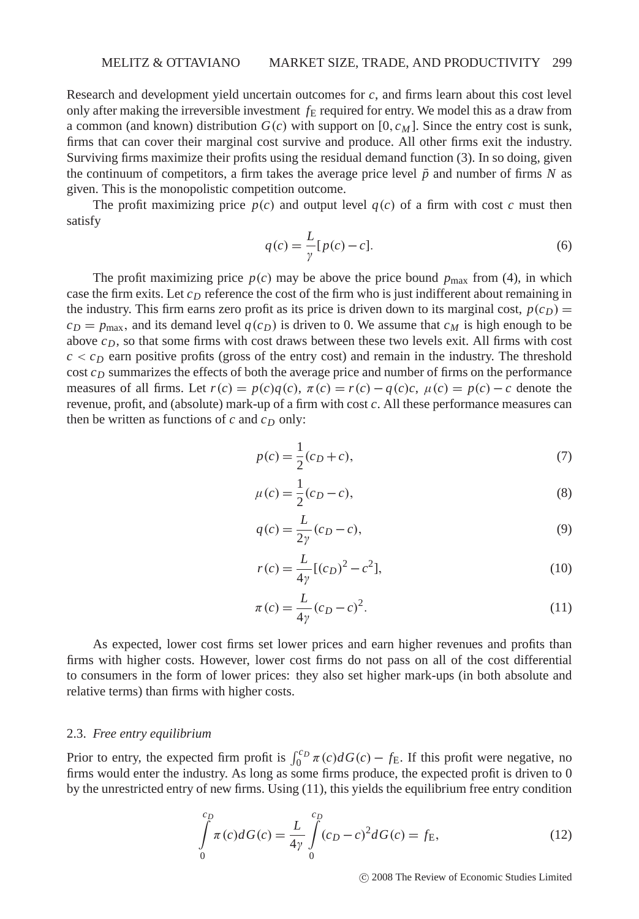Research and development yield uncertain outcomes for $c$, and firms learn about this cost level only after making the irreversible investment $f_E$ required for entry. We model this as a draw from a common (and known) distribution $G(c)$ with support on $[0, c_M]$. Since the entry cost is sunk, firms that can cover their marginal cost survive and produce. All other firms exit the industry. Surviving firms maximize their profits using the residual demand function (3). In so doing, given the continuum of competitors, a firm takes the average price level $\bar{p}$ and number of firms $N$ as given. This is the monopolistic competition outcome.

The profit maximizing price $p(c)$ and output level $q(c)$ of a firm with cost $c$ must then satisfy

$$q(c) = \frac{L}{\gamma}[p(c) - c]. \tag{6}$$

The profit maximizing price $p(c)$ may be above the price bound $p_{\max}$ from (4), in which case the firm exits. Let $c_D$ reference the cost of the firm who is just indifferent about remaining in the industry. This firm earns zero profit as its price is driven down to its marginal cost, $p(c_D) = c_D = p_{\max}$, and its demand level $q(c_D)$ is driven to 0. We assume that $c_M$ is high enough to be above $c_D$, so that some firms with cost draws between these two levels exit. All firms with cost $c < c_D$ earn positive profits (gross of the entry cost) and remain in the industry. The threshold cost $c_D$ summarizes the effects of both the average price and number of firms on the performance measures of all firms. Let $r(c) = p(c)q(c)$, $\pi(c) = r(c) - q(c)c$, $\mu(c) = p(c) - c$ denote the revenue, profit, and (absolute) mark-up of a firm with cost $c$. All these performance measures can then be written as functions of $c$ and $c_D$ only:

$$p(c) = \frac{1}{2}(c_D + c), \tag{7}$$

$$\mu(c) = \frac{1}{2}(c_D - c), \tag{8}$$

$$q(c) = \frac{L}{2\gamma}(c_D - c), \tag{9}$$

$$r(c) = \frac{L}{4\gamma}[(c_D)^2 - c^2], \tag{10}$$

$$\pi(c) = \frac{L}{4\gamma}(c_D - c)^2. \tag{11}$$

As expected, lower cost firms set lower prices and earn higher revenues and profits than firms with higher costs. However, lower cost firms do not pass on all of the cost differential to consumers in the form of lower prices: they also set higher mark-ups (in both absolute and relative terms) than firms with higher costs.

### 2.3. *Free entry equilibrium*

Prior to entry, the expected firm profit is $\int_0^{c_D} \pi(c)dG(c) - f_E$. If this profit were negative, no firms would enter the industry. As long as some firms produce, the expected profit is driven to 0 by the unrestricted entry of new firms. Using (11), this yields the equilibrium free entry condition

$$\int_0^{c_D} \pi(c)dG(c) = \frac{L}{4\gamma}\int_0^{c_D} (c_D - c)^2 dG(c) = f_E, \tag{12}$$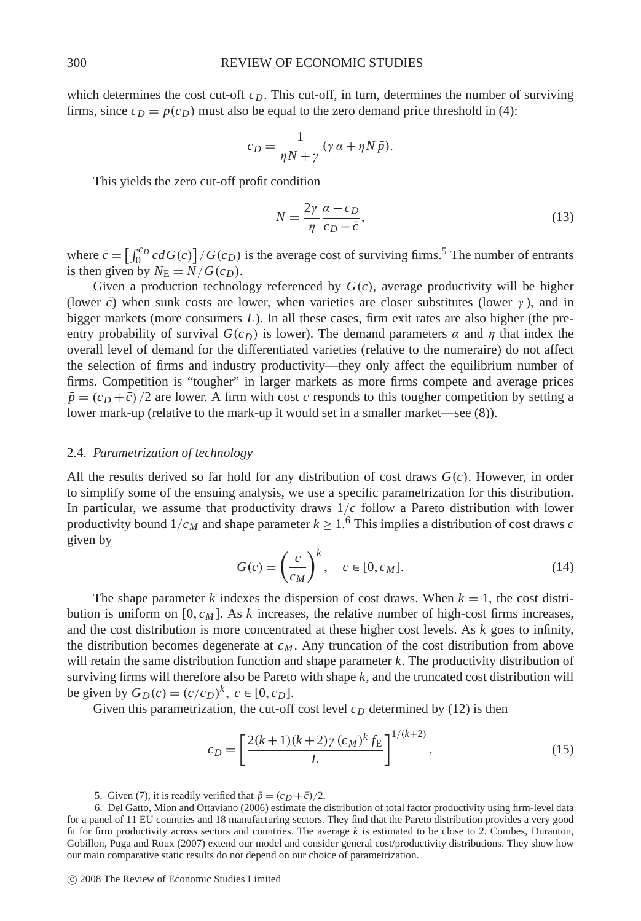which determines the cost cut-off $c_D$. This cut-off, in turn, determines the number of surviving firms, since $c_D = p(c_D)$ must also be equal to the zero demand price threshold in (4):

$$c_D = \frac{1}{\eta N + \gamma}(\gamma \alpha + \eta N \bar{p}).$$

This yields the zero cut-off profit condition

$$N = \frac{2\gamma}{\eta} \frac{\alpha - c_D}{c_D - \bar{c}}, \tag{13}$$

where $\bar{c} = \left[\int_0^{c_D} c dG(c)\right] / G(c_D)$ is the average cost of surviving firms.[5] The number of entrants is then given by $N_E = N / G(c_D)$.

Given a production technology referenced by $G(c)$, average productivity will be higher (lower $\bar{c}$) when sunk costs are lower, when varieties are closer substitutes (lower $\gamma$), and in bigger markets (more consumers $L$). In all these cases, firm exit rates are also higher (the pre-entry probability of survival $G(c_D)$ is lower). The demand parameters $\alpha$ and $\eta$ that index the overall level of demand for the differentiated varieties (relative to the numeraire) do not affect the selection of firms and industry productivity—they only affect the equilibrium number of firms. Competition is "tougher" in larger markets as more firms compete and average prices $\bar{p} = (c_D + \bar{c})/2$ are lower. A firm with cost $c$ responds to this tougher competition by setting a lower mark-up (relative to the mark-up it would set in a smaller market—see (8)).

### 2.4. *Parametrization of technology*

All the results derived so far hold for any distribution of cost draws $G(c)$. However, in order to simplify some of the ensuing analysis, we use a specific parametrization for this distribution. In particular, we assume that productivity draws $1/c$ follow a Pareto distribution with lower productivity bound $1/c_M$ and shape parameter $k \geq 1$.[6] This implies a distribution of cost draws $c$ given by

$$G(c) = \left(\frac{c}{c_M}\right)^k, \quad c \in [0, c_M]. \tag{14}$$

The shape parameter $k$ indexes the dispersion of cost draws. When $k = 1$, the cost distribution is uniform on $[0, c_M]$. As $k$ increases, the relative number of high-cost firms increases, and the cost distribution is more concentrated at these higher cost levels. As $k$ goes to infinity, the distribution becomes degenerate at $c_M$. Any truncation of the cost distribution from above will retain the same distribution function and shape parameter $k$. The productivity distribution of surviving firms will therefore also be Pareto with shape $k$, and the truncated cost distribution will be given by $G_D(c) = (c/c_D)^k$, $c \in [0, c_D]$.

Given this parametrization, the cut-off cost level $c_D$ determined by (12) is then

$$c_D = \left[\frac{2(k+1)(k+2)\gamma (c_M)^k f_E}{L}\right]^{1/(k+2)}, \tag{15}$$

5. Given (7), it is readily verified that $\bar{p} = (c_D + \bar{c})/2$.

6. Del Gatto, Mion and Ottaviano (2006) estimate the distribution of total factor productivity using firm-level data for a panel of 11 EU countries and 18 manufacturing sectors. They find that the Pareto distribution provides a very good fit for firm productivity across sectors and countries. The average $k$ is estimated to be close to 2. Combes, Duranton, Gobillon, Puga and Roux (2007) extend our model and consider general cost/productivity distributions. They show how our main comparative static results do not depend on our choice of parametrization.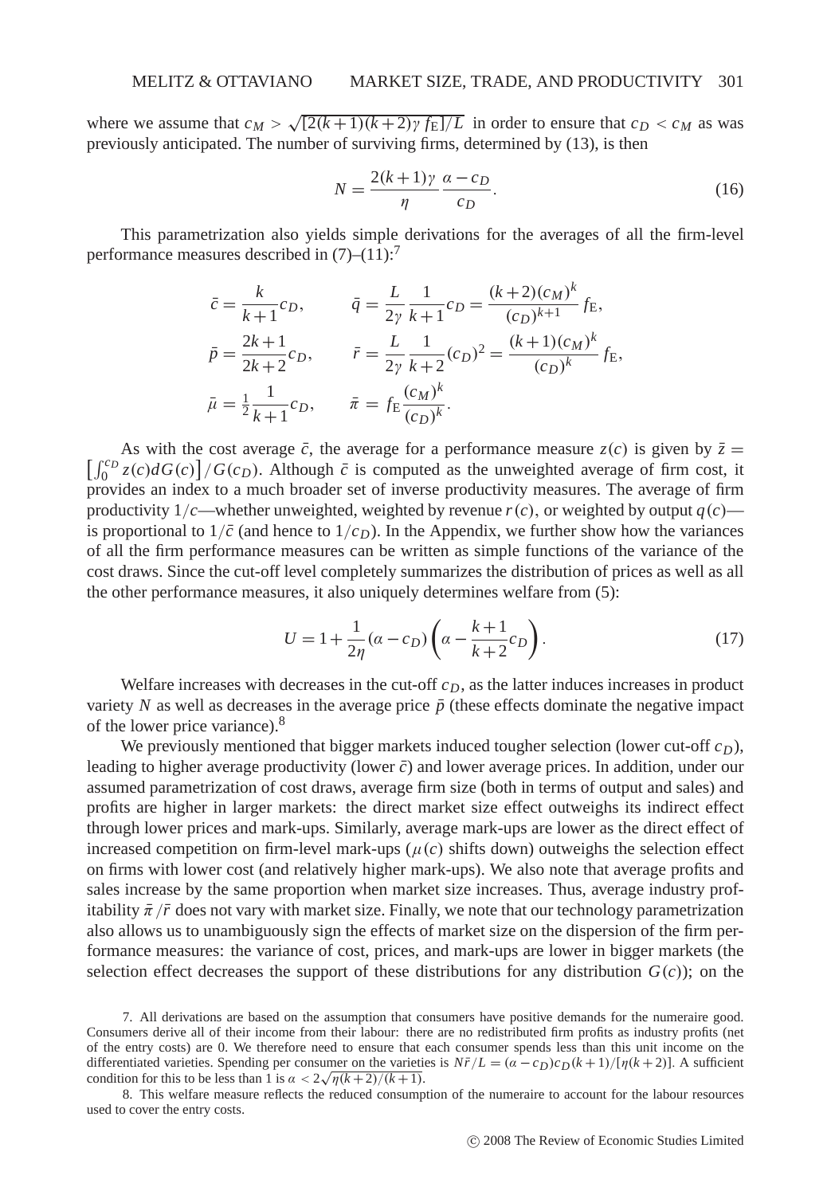where we assume that $c_M > \sqrt{[2(k+1)(k+2)\gamma f_E]/L}$ in order to ensure that $c_D < c_M$ as was previously anticipated. The number of surviving firms, determined by (13), is then

$$N = \frac{2(k+1)\gamma}{\eta} \frac{\alpha - c_D}{c_D}. \tag{16}$$

This parametrization also yields simple derivations for the averages of all the firm-level performance measures described in (7)–(11):[7]

$$\bar{c} = \frac{k}{k+1} c_D, \qquad \bar{q} = \frac{L}{2\gamma} \frac{1}{k+1} c_D = \frac{(k+2)(c_M)^k}{(c_D)^{k+1}} f_E,$$

$$\bar{p} = \frac{2k+1}{2k+2} c_D, \qquad \bar{r} = \frac{L}{2\gamma} \frac{1}{k+2} (c_D)^2 = \frac{(k+1)(c_M)^k}{(c_D)^k} f_E,$$

$$\bar{\mu} = \frac{1}{2} \frac{1}{k+1} c_D, \qquad \bar{\pi} = f_E \frac{(c_M)^k}{(c_D)^k}.$$

As with the cost average $\bar{c}$, the average for a performance measure $z(c)$ is given by $\bar{z} = \left[\int_0^{c_D} z(c) dG(c)\right] / G(c_D)$. Although $\bar{c}$ is computed as the unweighted average of firm cost, it provides an index to a much broader set of inverse productivity measures. The average of firm productivity $1/c$—whether unweighted, weighted by revenue $r(c)$, or weighted by output $q(c)$—is proportional to $1/\bar{c}$ (and hence to $1/c_D$). In the Appendix, we further show how the variances of all the firm performance measures can be written as simple functions of the variance of the cost draws. Since the cut-off level completely summarizes the distribution of prices as well as all the other performance measures, it also uniquely determines welfare from (5):

$$U = 1 + \frac{1}{2\eta}(\alpha - c_D)\left(\alpha - \frac{k+1}{k+2} c_D\right). \tag{17}$$

Welfare increases with decreases in the cut-off $c_D$, as the latter induces increases in product variety $N$ as well as decreases in the average price $\bar{p}$ (these effects dominate the negative impact of the lower price variance).[8]

We previously mentioned that bigger markets induced tougher selection (lower cut-off $c_D$), leading to higher average productivity (lower $\bar{c}$) and lower average prices. In addition, under our assumed parametrization of cost draws, average firm size (both in terms of output and sales) and profits are higher in larger markets: the direct market size effect outweighs its indirect effect through lower prices and mark-ups. Similarly, average mark-ups are lower as the direct effect of increased competition on firm-level mark-ups ($\mu(c)$ shifts down) outweighs the selection effect on firms with lower cost (and relatively higher mark-ups). We also note that average profits and sales increase by the same proportion when market size increases. Thus, average industry profitability $\bar{\pi}/\bar{r}$ does not vary with market size. Finally, we note that our technology parametrization also allows us to unambiguously sign the effects of market size on the dispersion of the firm performance measures: the variance of cost, prices, and mark-ups are lower in bigger markets (the selection effect decreases the support of these distributions for any distribution $G(c)$); on the

7. All derivations are based on the assumption that consumers have positive demands for the numeraire good. Consumers derive all of their income from their labour: there are no redistributed firm profits as industry profits (net of the entry costs) are 0. We therefore need to ensure that each consumer spends less than this unit income on the differentiated varieties. Spending per consumer on the varieties is $N\bar{r}/L = (\alpha - c_D)c_D(k+1)/[\eta(k+2)]$. A sufficient condition for this to be less than 1 is $\alpha < 2\sqrt{\eta(k+2)/(k+1)}$.

8. This welfare measure reflects the reduced consumption of the numeraire to account for the labour resources used to cover the entry costs.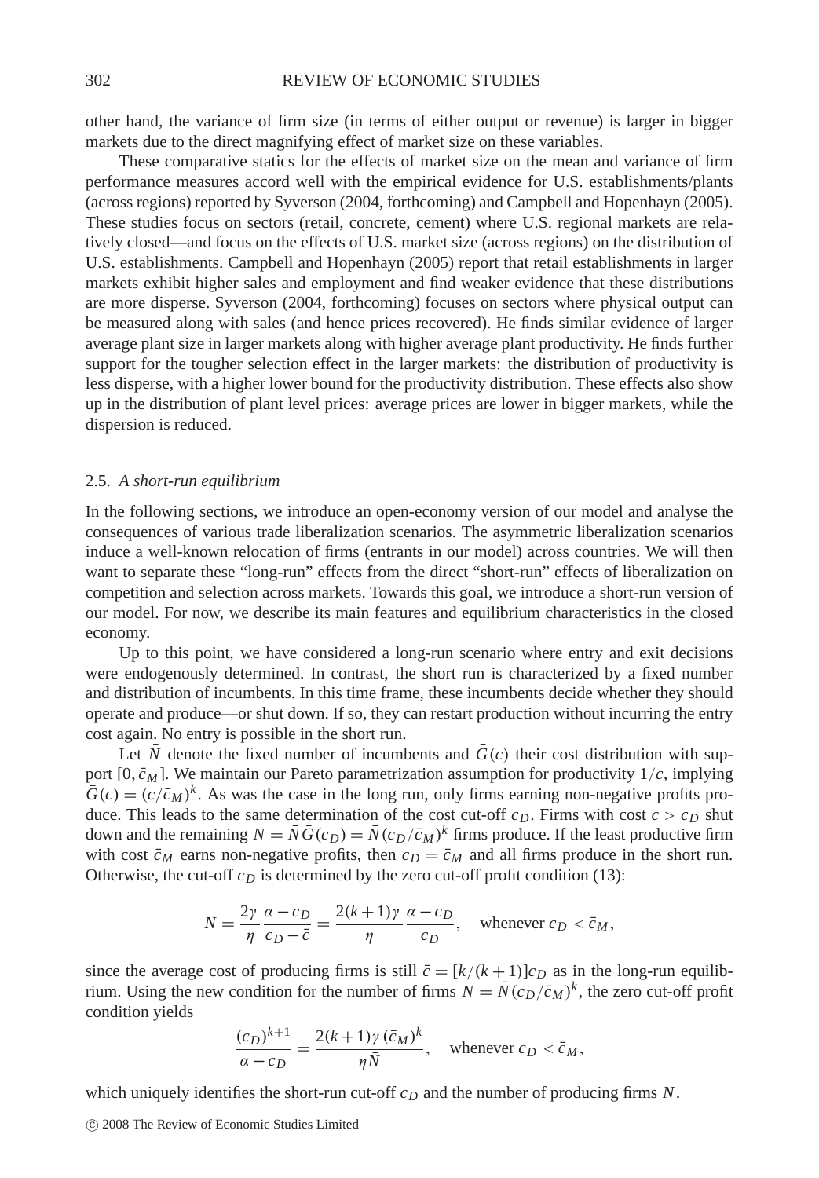other hand, the variance of firm size (in terms of either output or revenue) is larger in bigger markets due to the direct magnifying effect of market size on these variables.

These comparative statics for the effects of market size on the mean and variance of firm performance measures accord well with the empirical evidence for U.S. establishments/plants (across regions) reported by Syverson (2004, forthcoming) and Campbell and Hopenhayn (2005). These studies focus on sectors (retail, concrete, cement) where U.S. regional markets are relatively closed—and focus on the effects of U.S. market size (across regions) on the distribution of U.S. establishments. Campbell and Hopenhayn (2005) report that retail establishments in larger markets exhibit higher sales and employment and find weaker evidence that these distributions are more disperse. Syverson (2004, forthcoming) focuses on sectors where physical output can be measured along with sales (and hence prices recovered). He finds similar evidence of larger average plant size in larger markets along with higher average plant productivity. He finds further support for the tougher selection effect in the larger markets: the distribution of productivity is less disperse, with a higher lower bound for the productivity distribution. These effects also show up in the distribution of plant level prices: average prices are lower in bigger markets, while the dispersion is reduced.

### 2.5. *A short-run equilibrium*

In the following sections, we introduce an open-economy version of our model and analyse the consequences of various trade liberalization scenarios. The asymmetric liberalization scenarios induce a well-known relocation of firms (entrants in our model) across countries. We will then want to separate these "long-run" effects from the direct "short-run" effects of liberalization on competition and selection across markets. Towards this goal, we introduce a short-run version of our model. For now, we describe its main features and equilibrium characteristics in the closed economy.

Up to this point, we have considered a long-run scenario where entry and exit decisions were endogenously determined. In contrast, the short run is characterized by a fixed number and distribution of incumbents. In this time frame, these incumbents decide whether they should operate and produce—or shut down. If so, they can restart production without incurring the entry cost again. No entry is possible in the short run.

Let $\bar{N}$ denote the fixed number of incumbents and $\bar{G}(c)$ their cost distribution with support $[0, \bar{c}_M]$. We maintain our Pareto parametrization assumption for productivity $1/c$, implying $\bar{G}(c) = (c/\bar{c}_M)^k$. As was the case in the long run, only firms earning non-negative profits produce. This leads to the same determination of the cost cut-off $c_D$. Firms with cost $c > c_D$ shut down and the remaining $N = \bar{N}\bar{G}(c_D) = \bar{N}(c_D/\bar{c}_M)^k$ firms produce. If the least productive firm with cost $\bar{c}_M$ earns non-negative profits, then $c_D = \bar{c}_M$ and all firms produce in the short run. Otherwise, the cut-off $c_D$ is determined by the zero cut-off profit condition (13):

$$N = \frac{2\gamma}{\eta}\frac{\alpha - c_D}{c_D - \bar{c}} = \frac{2(k+1)\gamma}{\eta}\frac{\alpha - c_D}{c_D}, \quad \text{whenever } c_D < \bar{c}_M,$$

since the average cost of producing firms is still $\bar{c} = [k/(k+1)]c_D$ as in the long-run equilibrium. Using the new condition for the number of firms $N = \bar{N}(c_D/\bar{c}_M)^k$, the zero cut-off profit condition yields

$$\frac{(c_D)^{k+1}}{\alpha - c_D} = \frac{2(k+1)\gamma\,(\bar{c}_M)^k}{\eta\bar{N}}, \quad \text{whenever } c_D < \bar{c}_M,$$

which uniquely identifies the short-run cut-off $c_D$ and the number of producing firms $N$.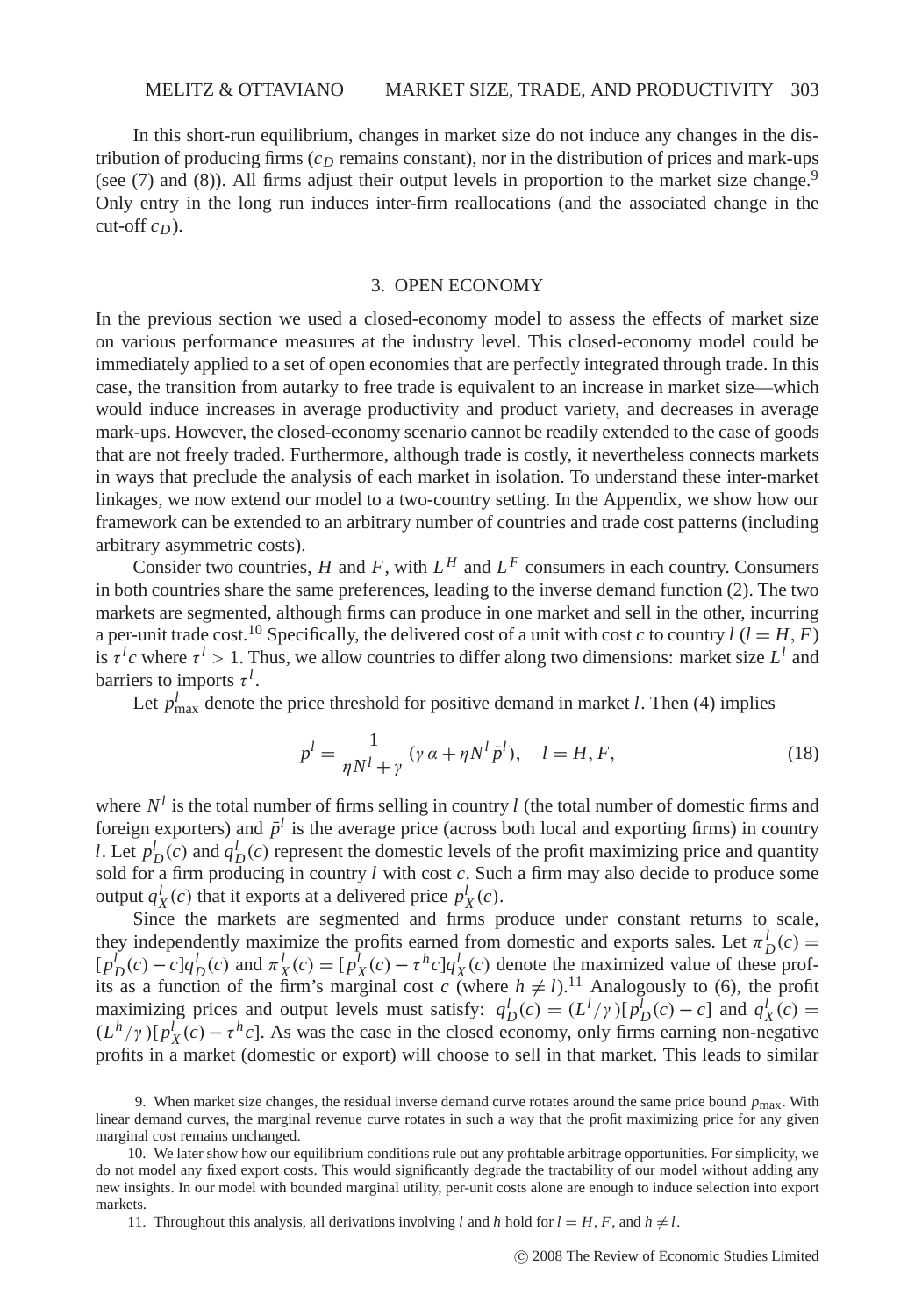In this short-run equilibrium, changes in market size do not induce any changes in the distribution of producing firms ($c_D$ remains constant), nor in the distribution of prices and mark-ups (see (7) and (8)). All firms adjust their output levels in proportion to the market size change.[9] Only entry in the long run induces inter-firm reallocations (and the associated change in the cut-off $c_D$).

## 3. OPEN ECONOMY

In the previous section we used a closed-economy model to assess the effects of market size on various performance measures at the industry level. This closed-economy model could be immediately applied to a set of open economies that are perfectly integrated through trade. In this case, the transition from autarky to free trade is equivalent to an increase in market size—which would induce increases in average productivity and product variety, and decreases in average mark-ups. However, the closed-economy scenario cannot be readily extended to the case of goods that are not freely traded. Furthermore, although trade is costly, it nevertheless connects markets in ways that preclude the analysis of each market in isolation. To understand these inter-market linkages, we now extend our model to a two-country setting. In the Appendix, we show how our framework can be extended to an arbitrary number of countries and trade cost patterns (including arbitrary asymmetric costs).

Consider two countries, $H$ and $F$, with $L^H$ and $L^F$ consumers in each country. Consumers in both countries share the same preferences, leading to the inverse demand function (2). The two markets are segmented, although firms can produce in one market and sell in the other, incurring a per-unit trade cost.[10] Specifically, the delivered cost of a unit with cost $c$ to country $l$ ($l = H, F$) is $\tau^l c$ where $\tau^l > 1$. Thus, we allow countries to differ along two dimensions: market size $L^l$ and barriers to imports $\tau^l$.

Let $p^l_{\max}$ denote the price threshold for positive demand in market $l$. Then (4) implies

$$p^l = \frac{1}{\eta N^l + \gamma}(\gamma \alpha + \eta N^l \bar{p}^l), \quad l = H, F, \tag{18}$$

where $N^l$ is the total number of firms selling in country $l$ (the total number of domestic firms and foreign exporters) and $\bar{p}^l$ is the average price (across both local and exporting firms) in country $l$. Let $p^l_D(c)$ and $q^l_D(c)$ represent the domestic levels of the profit maximizing price and quantity sold for a firm producing in country $l$ with cost $c$. Such a firm may also decide to produce some output $q^l_X(c)$ that it exports at a delivered price $p^l_X(c)$.

Since the markets are segmented and firms produce under constant returns to scale, they independently maximize the profits earned from domestic and exports sales. Let $\pi^l_D(c) = [p^l_D(c) - c]q^l_D(c)$ and $\pi^l_X(c) = [p^l_X(c) - \tau^h c]q^l_X(c)$ denote the maximized value of these profits as a function of the firm's marginal cost $c$ (where $h \neq l$).[11] Analogously to (6), the profit maximizing prices and output levels must satisfy: $q^l_D(c) = (L^l/\gamma)[p^l_D(c) - c]$ and $q^l_X(c) = (L^h/\gamma)[p^l_X(c) - \tau^h c]$. As was the case in the closed economy, only firms earning non-negative profits in a market (domestic or export) will choose to sell in that market. This leads to similar

9. When market size changes, the residual inverse demand curve rotates around the same price bound $p_{\max}$. With linear demand curves, the marginal revenue curve rotates in such a way that the profit maximizing price for any given marginal cost remains unchanged.

10. We later show how our equilibrium conditions rule out any profitable arbitrage opportunities. For simplicity, we do not model any fixed export costs. This would significantly degrade the tractability of our model without adding any new insights. In our model with bounded marginal utility, per-unit costs alone are enough to induce selection into export markets.

11. Throughout this analysis, all derivations involving $l$ and $h$ hold for $l = H, F$, and $h \neq l$.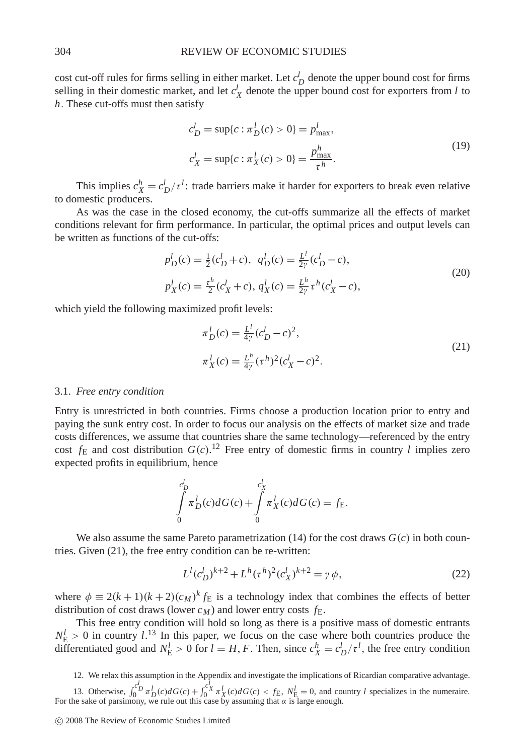cost cut-off rules for firms selling in either market. Let $c_D^l$ denote the upper bound cost for firms selling in their domestic market, and let $c_X^l$ denote the upper bound cost for exporters from $l$ to $h$. These cut-offs must then satisfy

$$
\begin{aligned}
c_D^l &= \sup\{c : \pi_D^l(c) > 0\} = p_{\max}^l, \\
c_X^l &= \sup\{c : \pi_X^l(c) > 0\} = \frac{p_{\max}^h}{\tau^h}.
\end{aligned}
\tag{19}
$$

This implies $c_X^h = c_D^l / \tau^l$: trade barriers make it harder for exporters to break even relative to domestic producers.

As was the case in the closed economy, the cut-offs summarize all the effects of market conditions relevant for firm performance. In particular, the optimal prices and output levels can be written as functions of the cut-offs:

$$
\begin{aligned}
p_D^l(c) &= \tfrac{1}{2}(c_D^l + c), \ \ q_D^l(c) = \tfrac{L^l}{2\gamma}(c_D^l - c), \\
p_X^l(c) &= \tfrac{\tau^h}{2}(c_X^l + c), \ q_X^l(c) = \tfrac{L^h}{2\gamma}\tau^h(c_X^l - c),
\end{aligned}
\tag{20}
$$

which yield the following maximized profit levels:

$$
\begin{aligned}
\pi_D^l(c) &= \tfrac{L^l}{4\gamma}(c_D^l - c)^2, \\
\pi_X^l(c) &= \tfrac{L^h}{4\gamma}(\tau^h)^2(c_X^l - c)^2.
\end{aligned}
\tag{21}
$$

### 3.1. *Free entry condition*

Entry is unrestricted in both countries. Firms choose a production location prior to entry and paying the sunk entry cost. In order to focus our analysis on the effects of market size and trade costs differences, we assume that countries share the same technology—referenced by the entry cost $f_E$ and cost distribution $G(c)$.[12] Free entry of domestic firms in country $l$ implies zero expected profits in equilibrium, hence

$$
\int_0^{c_D^l} \pi_D^l(c) dG(c) + \int_0^{c_X^l} \pi_X^l(c) dG(c) = f_E.
$$

We also assume the same Pareto parametrization (14) for the cost draws $G(c)$ in both countries. Given (21), the free entry condition can be re-written:

$$
L^l (c_D^l)^{k+2} + L^h (\tau^h)^2 (c_X^l)^{k+2} = \gamma\phi,
\tag{22}
$$

where $\phi \equiv 2(k+1)(k+2)(c_M)^k f_E$ is a technology index that combines the effects of better distribution of cost draws (lower $c_M$) and lower entry costs $f_E$.

This free entry condition will hold so long as there is a positive mass of domestic entrants $N_E^l > 0$ in country $l$.[13] In this paper, we focus on the case where both countries produce the differentiated good and $N_E^l > 0$ for $l = H, F$. Then, since $c_X^h = c_D^l / \tau^l$, the free entry condition

12. We relax this assumption in the Appendix and investigate the implications of Ricardian comparative advantage.

13. Otherwise, $\int_0^{c_D^l} \pi_D^l(c) dG(c) + \int_0^{c_X^l} \pi_X^l(c) dG(c) < f_E$, $N_E^l = 0$, and country $l$ specializes in the numeraire. For the sake of parsimony, we rule out this case by assuming that $\alpha$ is large enough.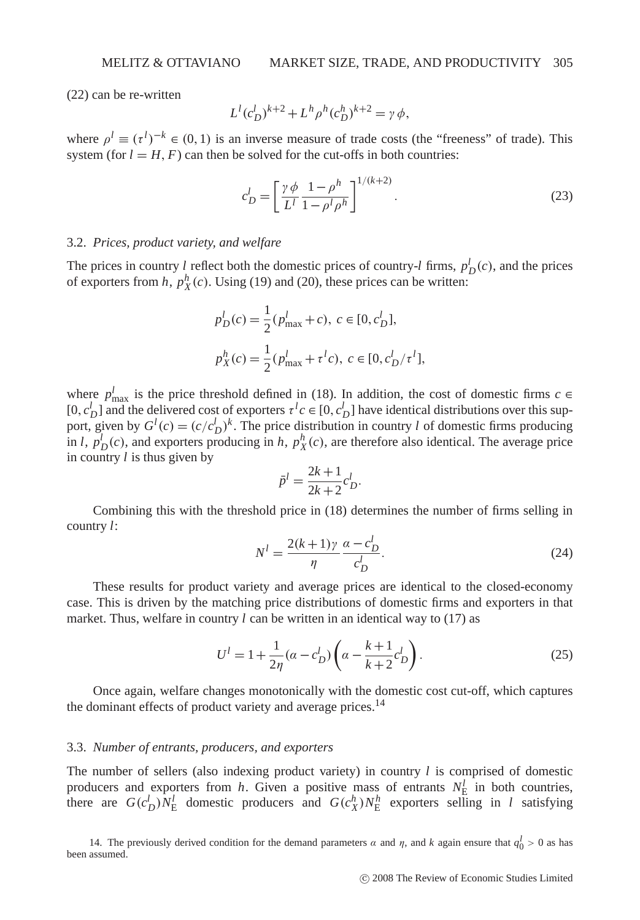(22) can be re-written

$$L^l (c_D^l)^{k+2} + L^h \rho^h (c_D^h)^{k+2} = \gamma \phi,$$

where $\rho^l \equiv (\tau^l)^{-k} \in (0,1)$ is an inverse measure of trade costs (the "freeness" of trade). This system (for $l = H, F$) can then be solved for the cut-offs in both countries:

$$c_D^l = \left[ \frac{\gamma \phi}{L^l} \frac{1 - \rho^h}{1 - \rho^l \rho^h} \right]^{1/(k+2)}. \tag{23}$$

### 3.2. *Prices, product variety, and welfare*

The prices in country $l$ reflect both the domestic prices of country-$l$ firms, $p_D^l(c)$, and the prices of exporters from $h$, $p_X^h(c)$. Using (19) and (20), these prices can be written:

$$p_D^l(c) = \frac{1}{2}(p_{\max}^l + c), \; c \in [0, c_D^l],$$

$$p_X^h(c) = \frac{1}{2}(p_{\max}^l + \tau^l c), \; c \in [0, c_D^l / \tau^l],$$

where $p_{\max}^l$ is the price threshold defined in (18). In addition, the cost of domestic firms $c \in [0, c_D^l]$ and the delivered cost of exporters $\tau^l c \in [0, c_D^l]$ have identical distributions over this support, given by $G^l(c) = (c / c_D^l)^k$. The price distribution in country $l$ of domestic firms producing in $l$, $p_D^l(c)$, and exporters producing in $h$, $p_X^h(c)$, are therefore also identical. The average price in country $l$ is thus given by

$$\bar{p}^l = \frac{2k+1}{2k+2} c_D^l.$$

Combining this with the threshold price in (18) determines the number of firms selling in country $l$:

$$N^l = \frac{2(k+1)\gamma}{\eta} \frac{\alpha - c_D^l}{c_D^l}. \tag{24}$$

These results for product variety and average prices are identical to the closed-economy case. This is driven by the matching price distributions of domestic firms and exporters in that market. Thus, welfare in country $l$ can be written in an identical way to (17) as

$$U^l = 1 + \frac{1}{2\eta}(\alpha - c_D^l)\left(\alpha - \frac{k+1}{k+2} c_D^l\right). \tag{25}$$

Once again, welfare changes monotonically with the domestic cost cut-off, which captures the dominant effects of product variety and average prices.[14]

### 3.3. *Number of entrants, producers, and exporters*

The number of sellers (also indexing product variety) in country $l$ is comprised of domestic producers and exporters from $h$. Given a positive mass of entrants $N_E^l$ in both countries, there are $G(c_D^l) N_E^l$ domestic producers and $G(c_X^h) N_E^h$ exporters selling in $l$ satisfying

14. The previously derived condition for the demand parameters $\alpha$ and $\eta$, and $k$ again ensure that $q_0^l > 0$ as has been assumed.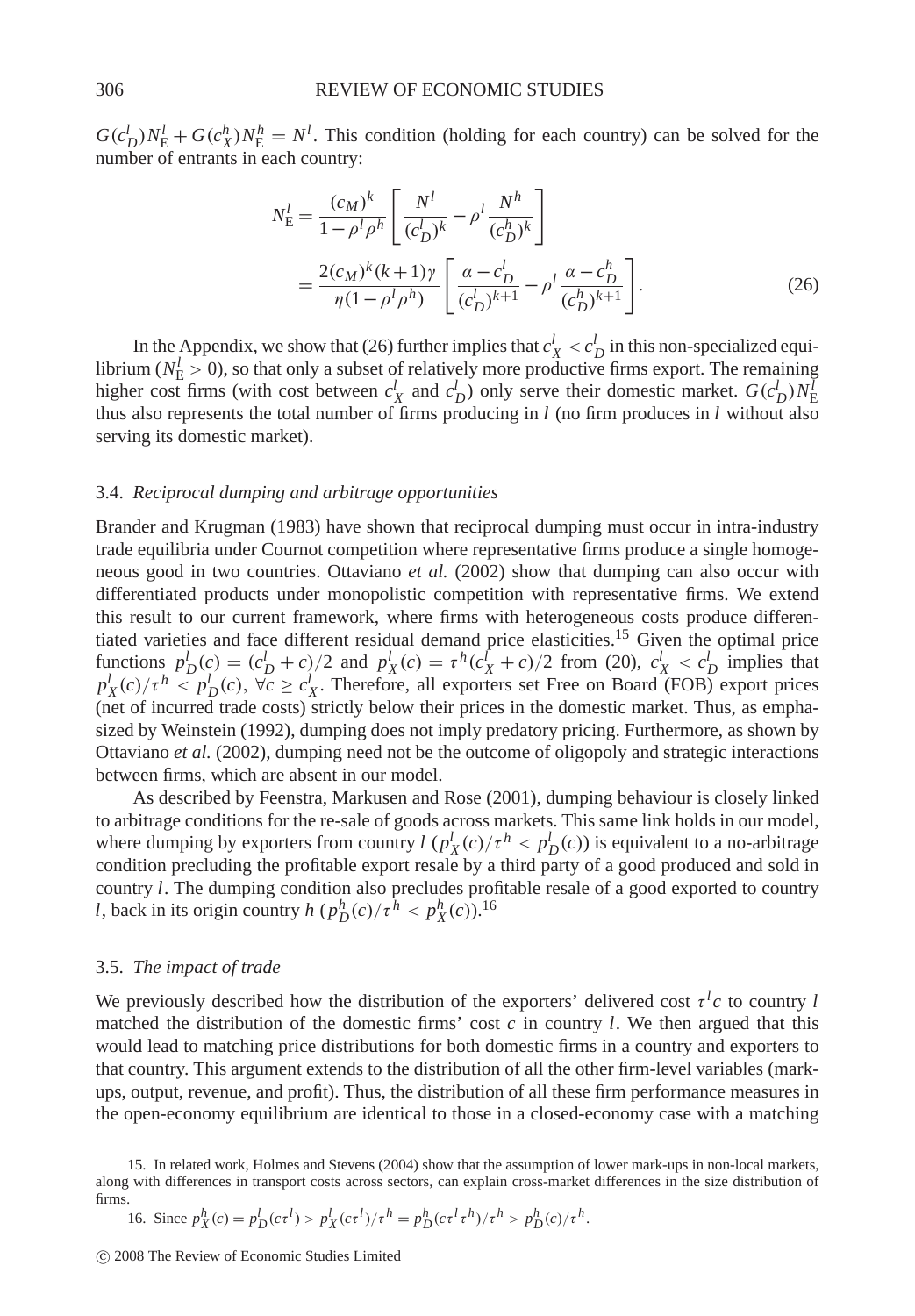$G(c_D^l)N_E^l + G(c_X^h)N_E^h = N^l$. This condition (holding for each country) can be solved for the number of entrants in each country:

$$N_E^l = \frac{(c_M)^k}{1-\rho^l\rho^h}\left[\frac{N^l}{(c_D^l)^k} - \rho^l\frac{N^h}{(c_D^h)^k}\right]$$
$$= \frac{2(c_M)^k(k+1)\gamma}{\eta(1-\rho^l\rho^h)}\left[\frac{\alpha - c_D^l}{(c_D^l)^{k+1}} - \rho^l\frac{\alpha - c_D^h}{(c_D^h)^{k+1}}\right]. \tag{26}$$

In the Appendix, we show that (26) further implies that $c_X^l < c_D^l$ in this non-specialized equilibrium ($N_E^l > 0$), so that only a subset of relatively more productive firms export. The remaining higher cost firms (with cost between $c_X^l$ and $c_D^l$) only serve their domestic market. $G(c_D^l)N_E^l$ thus also represents the total number of firms producing in $l$ (no firm produces in $l$ without also serving its domestic market).

### 3.4. *Reciprocal dumping and arbitrage opportunities*

Brander and Krugman (1983) have shown that reciprocal dumping must occur in intra-industry trade equilibria under Cournot competition where representative firms produce a single homogeneous good in two countries. Ottaviano *et al.* (2002) show that dumping can also occur with differentiated products under monopolistic competition with representative firms. We extend this result to our current framework, where firms with heterogeneous costs produce differentiated varieties and face different residual demand price elasticities.[15] Given the optimal price functions $p_D^l(c) = (c_D^l + c)/2$ and $p_X^l(c) = \tau^h(c_X^l + c)/2$ from (20), $c_X^l < c_D^l$ implies that $p_X^l(c)/\tau^h < p_D^l(c)$, $\forall c \geq c_X^l$. Therefore, all exporters set Free on Board (FOB) export prices (net of incurred trade costs) strictly below their prices in the domestic market. Thus, as emphasized by Weinstein (1992), dumping does not imply predatory pricing. Furthermore, as shown by Ottaviano *et al.* (2002), dumping need not be the outcome of oligopoly and strategic interactions between firms, which are absent in our model.

As described by Feenstra, Markusen and Rose (2001), dumping behaviour is closely linked to arbitrage conditions for the re-sale of goods across markets. This same link holds in our model, where dumping by exporters from country $l$ ($p_X^l(c)/\tau^h < p_D^l(c)$) is equivalent to a no-arbitrage condition precluding the profitable export resale by a third party of a good produced and sold in country $l$. The dumping condition also precludes profitable resale of a good exported to country $l$, back in its origin country $h$ ($p_D^h(c)/\tau^h < p_X^h(c)$).[16]

### 3.5. *The impact of trade*

We previously described how the distribution of the exporters' delivered cost $\tau^l c$ to country $l$ matched the distribution of the domestic firms' cost $c$ in country $l$. We then argued that this would lead to matching price distributions for both domestic firms in a country and exporters to that country. This argument extends to the distribution of all the other firm-level variables (mark-ups, output, revenue, and profit). Thus, the distribution of all these firm performance measures in the open-economy equilibrium are identical to those in a closed-economy case with a matching

15. In related work, Holmes and Stevens (2004) show that the assumption of lower mark-ups in non-local markets, along with differences in transport costs across sectors, can explain cross-market differences in the size distribution of firms.

16. Since $p_X^h(c) = p_D^l(c\tau^l) > p_X^l(c\tau^l)/\tau^h = p_D^h(c\tau^l\tau^h)/\tau^h > p_D^h(c)/\tau^h$.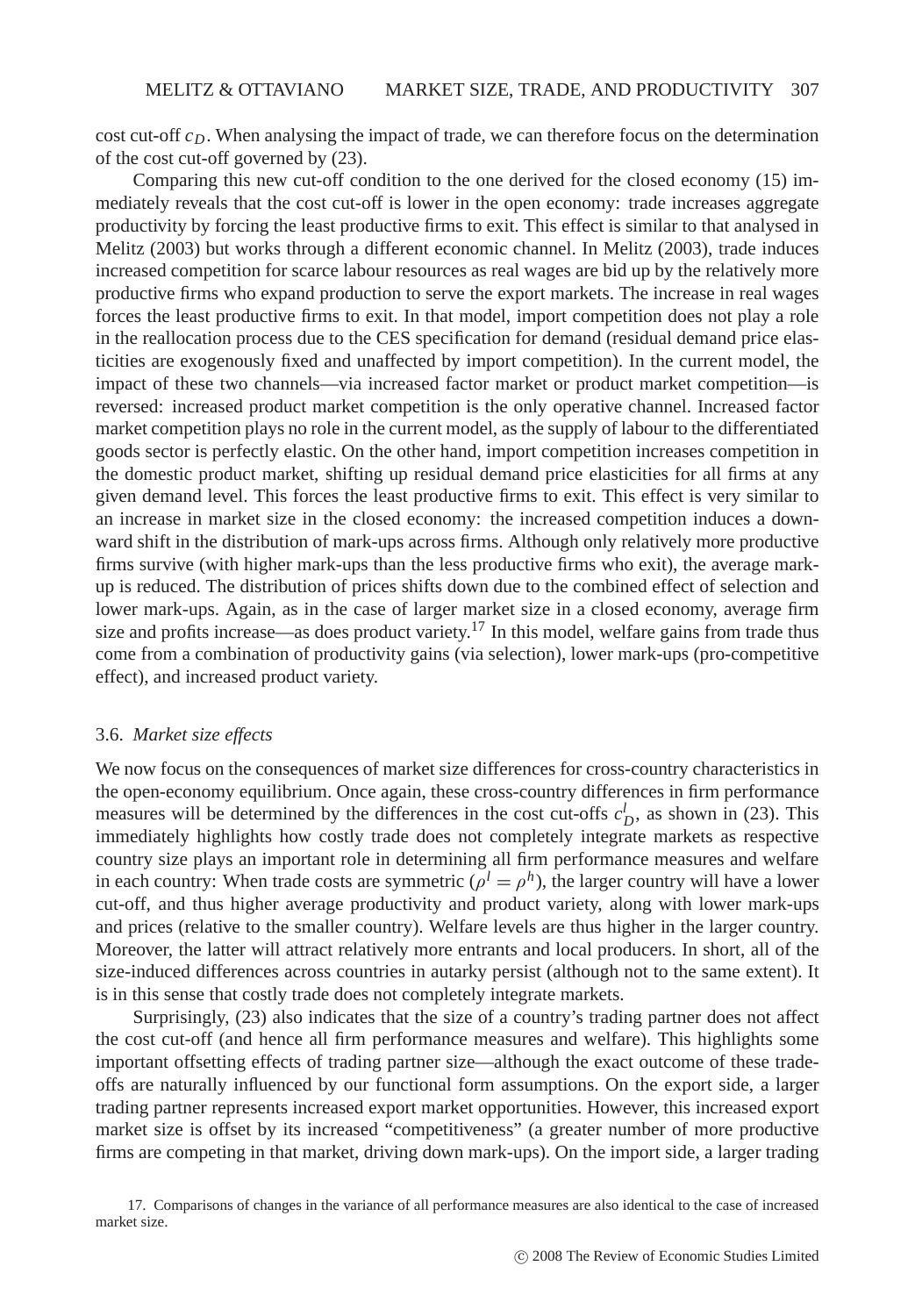cost cut-off $c_D$. When analysing the impact of trade, we can therefore focus on the determination of the cost cut-off governed by (23).

Comparing this new cut-off condition to the one derived for the closed economy (15) immediately reveals that the cost cut-off is lower in the open economy: trade increases aggregate productivity by forcing the least productive firms to exit. This effect is similar to that analysed in Melitz (2003) but works through a different economic channel. In Melitz (2003), trade induces increased competition for scarce labour resources as real wages are bid up by the relatively more productive firms who expand production to serve the export markets. The increase in real wages forces the least productive firms to exit. In that model, import competition does not play a role in the reallocation process due to the CES specification for demand (residual demand price elasticities are exogenously fixed and unaffected by import competition). In the current model, the impact of these two channels—via increased factor market or product market competition—is reversed: increased product market competition is the only operative channel. Increased factor market competition plays no role in the current model, as the supply of labour to the differentiated goods sector is perfectly elastic. On the other hand, import competition increases competition in the domestic product market, shifting up residual demand price elasticities for all firms at any given demand level. This forces the least productive firms to exit. This effect is very similar to an increase in market size in the closed economy: the increased competition induces a downward shift in the distribution of mark-ups across firms. Although only relatively more productive firms survive (with higher mark-ups than the less productive firms who exit), the average mark-up is reduced. The distribution of prices shifts down due to the combined effect of selection and lower mark-ups. Again, as in the case of larger market size in a closed economy, average firm size and profits increase—as does product variety.[17] In this model, welfare gains from trade thus come from a combination of productivity gains (via selection), lower mark-ups (pro-competitive effect), and increased product variety.

### 3.6. *Market size effects*

We now focus on the consequences of market size differences for cross-country characteristics in the open-economy equilibrium. Once again, these cross-country differences in firm performance measures will be determined by the differences in the cost cut-offs $c_D^l$, as shown in (23). This immediately highlights how costly trade does not completely integrate markets as respective country size plays an important role in determining all firm performance measures and welfare in each country: When trade costs are symmetric ($\rho^l = \rho^h$), the larger country will have a lower cut-off, and thus higher average productivity and product variety, along with lower mark-ups and prices (relative to the smaller country). Welfare levels are thus higher in the larger country. Moreover, the latter will attract relatively more entrants and local producers. In short, all of the size-induced differences across countries in autarky persist (although not to the same extent). It is in this sense that costly trade does not completely integrate markets.

Surprisingly, (23) also indicates that the size of a country's trading partner does not affect the cost cut-off (and hence all firm performance measures and welfare). This highlights some important offsetting effects of trading partner size—although the exact outcome of these trade-offs are naturally influenced by our functional form assumptions. On the export side, a larger trading partner represents increased export market opportunities. However, this increased export market size is offset by its increased "competitiveness" (a greater number of more productive firms are competing in that market, driving down mark-ups). On the import side, a larger trading

17. Comparisons of changes in the variance of all performance measures are also identical to the case of increased market size.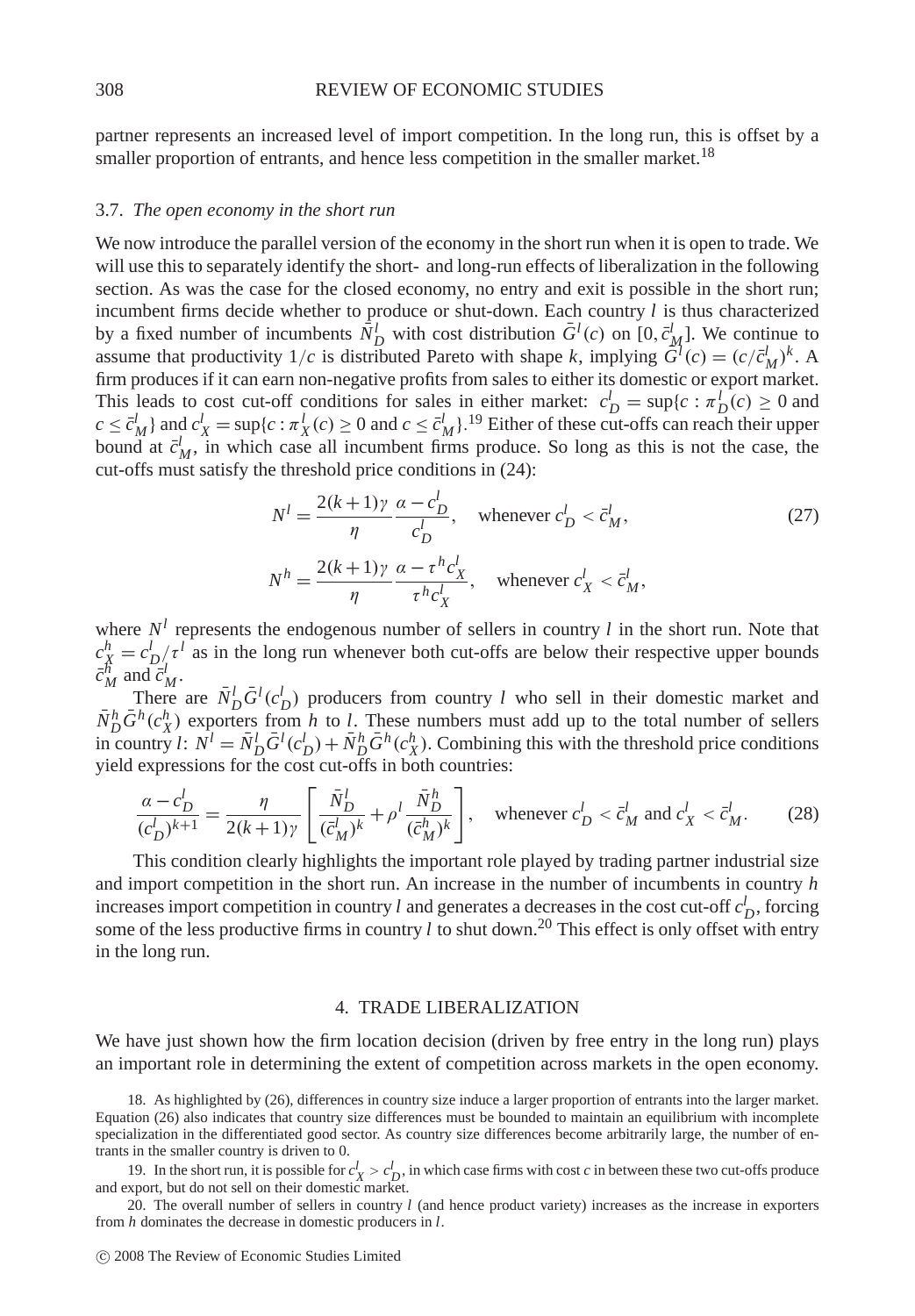partner represents an increased level of import competition. In the long run, this is offset by a smaller proportion of entrants, and hence less competition in the smaller market.[18]

### 3.7. *The open economy in the short run*

We now introduce the parallel version of the economy in the short run when it is open to trade. We will use this to separately identify the short- and long-run effects of liberalization in the following section. As was the case for the closed economy, no entry and exit is possible in the short run; incumbent firms decide whether to produce or shut-down. Each country $l$ is thus characterized by a fixed number of incumbents $\bar{N}_D^l$ with cost distribution $\bar{G}^l(c)$ on $[0, \bar{c}_M^l]$. We continue to assume that productivity $1/c$ is distributed Pareto with shape $k$, implying $\bar{G}^l(c) = (c/\bar{c}_M^l)^k$. A firm produces if it can earn non-negative profits from sales to either its domestic or export market. This leads to cost cut-off conditions for sales in either market: $c_D^l = \sup\{c : \pi_D^l(c) \geq 0$ and $c \leq \bar{c}_M^l\}$ and $c_X^l = \sup\{c : \pi_X^l(c) \geq 0$ and $c \leq \bar{c}_M^l\}$.[19] Either of these cut-offs can reach their upper bound at $\bar{c}_M^l$, in which case all incumbent firms produce. So long as this is not the case, the cut-offs must satisfy the threshold price conditions in (24):

$$N^l = \frac{2(k+1)\gamma}{\eta} \frac{\alpha - c_D^l}{c_D^l}, \quad \text{whenever } c_D^l < \bar{c}_M^l, \tag{27}$$

$$N^h = \frac{2(k+1)\gamma}{\eta} \frac{\alpha - \tau^h c_X^l}{\tau^h c_X^l}, \quad \text{whenever } c_X^l < \bar{c}_M^l,$$

where $N^l$ represents the endogenous number of sellers in country $l$ in the short run. Note that $c_X^h = c_D^l / \tau^l$ as in the long run whenever both cut-offs are below their respective upper bounds $\bar{c}_M^h$ and $\bar{c}_M^l$.

There are $\bar{N}_D^l \bar{G}^l(c_D^l)$ producers from country $l$ who sell in their domestic market and $\bar{N}_D^h \bar{G}^h(c_X^h)$ exporters from $h$ to $l$. These numbers must add up to the total number of sellers in country $l$: $N^l = \bar{N}_D^l \bar{G}^l(c_D^l) + \bar{N}_D^h \bar{G}^h(c_X^h)$. Combining this with the threshold price conditions yield expressions for the cost cut-offs in both countries:

$$\frac{\alpha - c_D^l}{(c_D^l)^{k+1}} = \frac{\eta}{2(k+1)\gamma} \left[ \frac{\bar{N}_D^l}{(\bar{c}_M^l)^k} + \rho^l \frac{\bar{N}_D^h}{(\bar{c}_M^h)^k} \right], \quad \text{whenever } c_D^l < \bar{c}_M^l \text{ and } c_X^l < \bar{c}_M^l. \tag{28}$$

This condition clearly highlights the important role played by trading partner industrial size and import competition in the short run. An increase in the number of incumbents in country $h$ increases import competition in country $l$ and generates a decreases in the cost cut-off $c_D^l$, forcing some of the less productive firms in country $l$ to shut down.[20] This effect is only offset with entry in the long run.

## 4. TRADE LIBERALIZATION

We have just shown how the firm location decision (driven by free entry in the long run) plays an important role in determining the extent of competition across markets in the open economy.

18. As highlighted by (26), differences in country size induce a larger proportion of entrants into the larger market. Equation (26) also indicates that country size differences must be bounded to maintain an equilibrium with incomplete specialization in the differentiated good sector. As country size differences become arbitrarily large, the number of entrants in the smaller country is driven to 0.

19. In the short run, it is possible for $c_X^l > c_D^l$, in which case firms with cost $c$ in between these two cut-offs produce and export, but do not sell on their domestic market.

20. The overall number of sellers in country $l$ (and hence product variety) increases as the increase in exporters from $h$ dominates the decrease in domestic producers in $l$.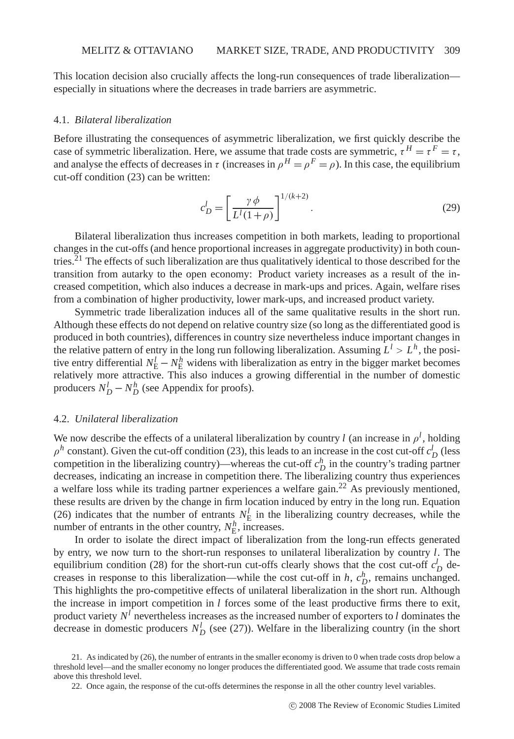This location decision also crucially affects the long-run consequences of trade liberalization—especially in situations where the decreases in trade barriers are asymmetric.

### 4.1. *Bilateral liberalization*

Before illustrating the consequences of asymmetric liberalization, we first quickly describe the case of symmetric liberalization. Here, we assume that trade costs are symmetric, $\tau^H = \tau^F = \tau$, and analyse the effects of decreases in $\tau$ (increases in $\rho^H = \rho^F = \rho$). In this case, the equilibrium cut-off condition (23) can be written:

$$c_D^l = \left[\frac{\gamma\phi}{L^l(1+\rho)}\right]^{1/(k+2)}. \tag{29}$$

Bilateral liberalization thus increases competition in both markets, leading to proportional changes in the cut-offs (and hence proportional increases in aggregate productivity) in both countries.[21] The effects of such liberalization are thus qualitatively identical to those described for the transition from autarky to the open economy: Product variety increases as a result of the increased competition, which also induces a decrease in mark-ups and prices. Again, welfare rises from a combination of higher productivity, lower mark-ups, and increased product variety.

Symmetric trade liberalization induces all of the same qualitative results in the short run. Although these effects do not depend on relative country size (so long as the differentiated good is produced in both countries), differences in country size nevertheless induce important changes in the relative pattern of entry in the long run following liberalization. Assuming $L^l > L^h$, the positive entry differential $N_E^l - N_E^h$ widens with liberalization as entry in the bigger market becomes relatively more attractive. This also induces a growing differential in the number of domestic producers $N_D^l - N_D^h$ (see Appendix for proofs).

### 4.2. *Unilateral liberalization*

We now describe the effects of a unilateral liberalization by country $l$ (an increase in $\rho^l$, holding $\rho^h$ constant). Given the cut-off condition (23), this leads to an increase in the cost cut-off $c_D^l$ (less competition in the liberalizing country)—whereas the cut-off $c_D^h$ in the country's trading partner decreases, indicating an increase in competition there. The liberalizing country thus experiences a welfare loss while its trading partner experiences a welfare gain.[22] As previously mentioned, these results are driven by the change in firm location induced by entry in the long run. Equation (26) indicates that the number of entrants $N_E^l$ in the liberalizing country decreases, while the number of entrants in the other country, $N_E^h$, increases.

In order to isolate the direct impact of liberalization from the long-run effects generated by entry, we now turn to the short-run responses to unilateral liberalization by country $l$. The equilibrium condition (28) for the short-run cut-offs clearly shows that the cost cut-off $c_D^l$ decreases in response to this liberalization—while the cost cut-off in $h$, $c_D^h$, remains unchanged. This highlights the pro-competitive effects of unilateral liberalization in the short run. Although the increase in import competition in $l$ forces some of the least productive firms there to exit, product variety $N^l$ nevertheless increases as the increased number of exporters to $l$ dominates the decrease in domestic producers $N_D^l$ (see (27)). Welfare in the liberalizing country (in the short

21. As indicated by (26), the number of entrants in the smaller economy is driven to 0 when trade costs drop below a threshold level—and the smaller economy no longer produces the differentiated good. We assume that trade costs remain above this threshold level.

22. Once again, the response of the cut-offs determines the response in all the other country level variables.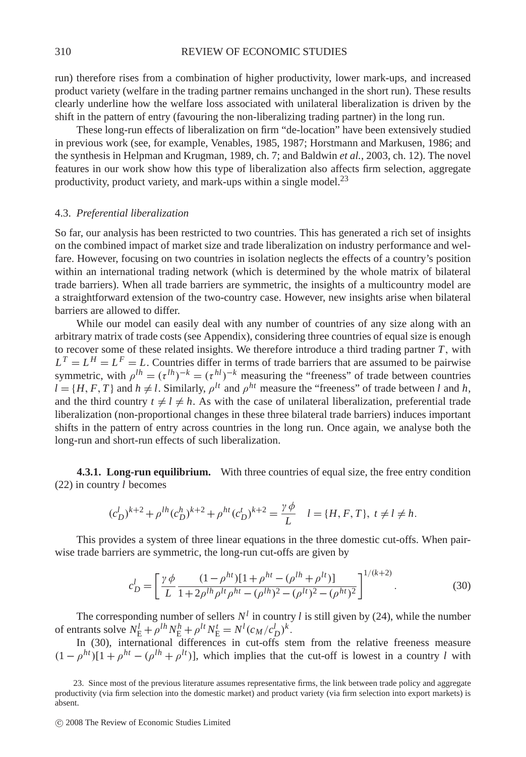run) therefore rises from a combination of higher productivity, lower mark-ups, and increased product variety (welfare in the trading partner remains unchanged in the short run). These results clearly underline how the welfare loss associated with unilateral liberalization is driven by the shift in the pattern of entry (favouring the non-liberalizing trading partner) in the long run.

These long-run effects of liberalization on firm "de-location" have been extensively studied in previous work (see, for example, Venables, 1985, 1987; Horstmann and Markusen, 1986; and the synthesis in Helpman and Krugman, 1989, ch. 7; and Baldwin *et al.*, 2003, ch. 12). The novel features in our work show how this type of liberalization also affects firm selection, aggregate productivity, product variety, and mark-ups within a single model.[23]

### 4.3. *Preferential liberalization*

So far, our analysis has been restricted to two countries. This has generated a rich set of insights on the combined impact of market size and trade liberalization on industry performance and welfare. However, focusing on two countries in isolation neglects the effects of a country's position within an international trading network (which is determined by the whole matrix of bilateral trade barriers). When all trade barriers are symmetric, the insights of a multicountry model are a straightforward extension of the two-country case. However, new insights arise when bilateral barriers are allowed to differ.

While our model can easily deal with any number of countries of any size along with an arbitrary matrix of trade costs (see Appendix), considering three countries of equal size is enough to recover some of these related insights. We therefore introduce a third trading partner $T$, with $L^T = L^H = L^F = L$. Countries differ in terms of trade barriers that are assumed to be pairwise symmetric, with $\rho^{lh} = (\tau^{lh})^{-k} = (\tau^{hl})^{-k}$ measuring the "freeness" of trade between countries $l = \{H, F, T\}$ and $h \neq l$. Similarly, $\rho^{lt}$ and $\rho^{ht}$ measure the "freeness" of trade between $l$ and $h$, and the third country $t \neq l \neq h$. As with the case of unilateral liberalization, preferential trade liberalization (non-proportional changes in these three bilateral trade barriers) induces important shifts in the pattern of entry across countries in the long run. Once again, we analyse both the long-run and short-run effects of such liberalization.

**4.3.1. Long-run equilibrium.** With three countries of equal size, the free entry condition (22) in country $l$ becomes

$$(c_D^l)^{k+2} + \rho^{lh}(c_D^h)^{k+2} + \rho^{ht}(c_D^t)^{k+2} = \frac{\gamma\phi}{L} \quad l = \{H, F, T\},\ t \neq l \neq h.$$

This provides a system of three linear equations in the three domestic cut-offs. When pairwise trade barriers are symmetric, the long-run cut-offs are given by

$$c_D^l = \left[\frac{\gamma\phi}{L}\frac{(1-\rho^{ht})[1+\rho^{ht}-(\rho^{lh}+\rho^{lt})]}{1+2\rho^{lh}\rho^{lt}\rho^{ht}-(\rho^{lh})^2-(\rho^{lt})^2-(\rho^{ht})^2}\right]^{1/(k+2)}. \tag{30}$$

The corresponding number of sellers $N^l$ in country $l$ is still given by (24), while the number of entrants solve $N_E^l + \rho^{lh}N_E^h + \rho^{lt}N_E^t = N^l(c_M/c_D^l)^k$.

In (30), international differences in cut-offs stem from the relative freeness measure $(1-\rho^{ht})[1+\rho^{ht}-(\rho^{lh}+\rho^{lt})]$, which implies that the cut-off is lowest in a country $l$ with

23. Since most of the previous literature assumes representative firms, the link between trade policy and aggregate productivity (via firm selection into the domestic market) and product variety (via firm selection into export markets) is absent.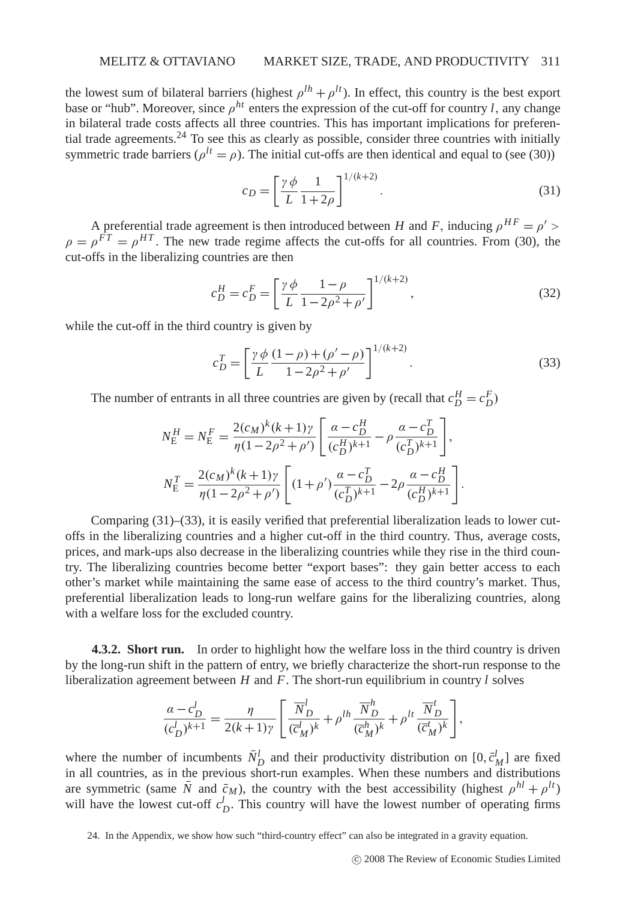the lowest sum of bilateral barriers (highest $\rho^{lh} + \rho^{lt}$). In effect, this country is the best export base or "hub". Moreover, since $\rho^{ht}$ enters the expression of the cut-off for country $l$, any change in bilateral trade costs affects all three countries. This has important implications for preferential trade agreements.[24] To see this as clearly as possible, consider three countries with initially symmetric trade barriers ($\rho^{lt} = \rho$). The initial cut-offs are then identical and equal to (see (30))

$$c_D = \left[\frac{\gamma\phi}{L}\frac{1}{1+2\rho}\right]^{1/(k+2)}. \tag{31}$$

A preferential trade agreement is then introduced between $H$ and $F$, inducing $\rho^{HF} = \rho' > \rho = \rho^{FT} = \rho^{HT}$. The new trade regime affects the cut-offs for all countries. From (30), the cut-offs in the liberalizing countries are then

$$c_D^H = c_D^F = \left[\frac{\gamma\phi}{L}\frac{1-\rho}{1-2\rho^2+\rho'}\right]^{1/(k+2)}, \tag{32}$$

while the cut-off in the third country is given by

$$c_D^T = \left[\frac{\gamma\phi}{L}\frac{(1-\rho)+(\rho'-\rho)}{1-2\rho^2+\rho'}\right]^{1/(k+2)}. \tag{33}$$

The number of entrants in all three countries are given by (recall that $c_D^H = c_D^F$)

$$N_E^H = N_E^F = \frac{2(c_M)^k(k+1)\gamma}{\eta(1-2\rho^2+\rho')}\left[\frac{\alpha - c_D^H}{(c_D^H)^{k+1}} - \rho\frac{\alpha - c_D^T}{(c_D^T)^{k+1}}\right],$$

$$N_E^T = \frac{2(c_M)^k(k+1)\gamma}{\eta(1-2\rho^2+\rho')}\left[(1+\rho')\frac{\alpha - c_D^T}{(c_D^T)^{k+1}} - 2\rho\frac{\alpha - c_D^H}{(c_D^H)^{k+1}}\right].$$

Comparing (31)–(33), it is easily verified that preferential liberalization leads to lower cut-offs in the liberalizing countries and a higher cut-off in the third country. Thus, average costs, prices, and mark-ups also decrease in the liberalizing countries while they rise in the third country. The liberalizing countries become better "export bases": they gain better access to each other's market while maintaining the same ease of access to the third country's market. Thus, preferential liberalization leads to long-run welfare gains for the liberalizing countries, along with a welfare loss for the excluded country.

**4.3.2. Short run.** In order to highlight how the welfare loss in the third country is driven by the long-run shift in the pattern of entry, we briefly characterize the short-run response to the liberalization agreement between $H$ and $F$. The short-run equilibrium in country $l$ solves

$$\frac{\alpha - c_D^l}{(c_D^l)^{k+1}} = \frac{\eta}{2(k+1)\gamma}\left[\frac{\overline{N}_D^l}{(\overline{c}_M^l)^k} + \rho^{lh}\frac{\overline{N}_D^h}{(\overline{c}_M^h)^k} + \rho^{lt}\frac{\overline{N}_D^t}{(\overline{c}_M^t)^k}\right],$$

where the number of incumbents $\bar{N}_D^l$ and their productivity distribution on $[0, \bar{c}_M^l]$ are fixed in all countries, as in the previous short-run examples. When these numbers and distributions are symmetric (same $\bar{N}$ and $\bar{c}_M$), the country with the best accessibility (highest $\rho^{hl} + \rho^{lt}$) will have the lowest cut-off $c_D^l$. This country will have the lowest number of operating firms

24. In the Appendix, we show how such "third-country effect" can also be integrated in a gravity equation.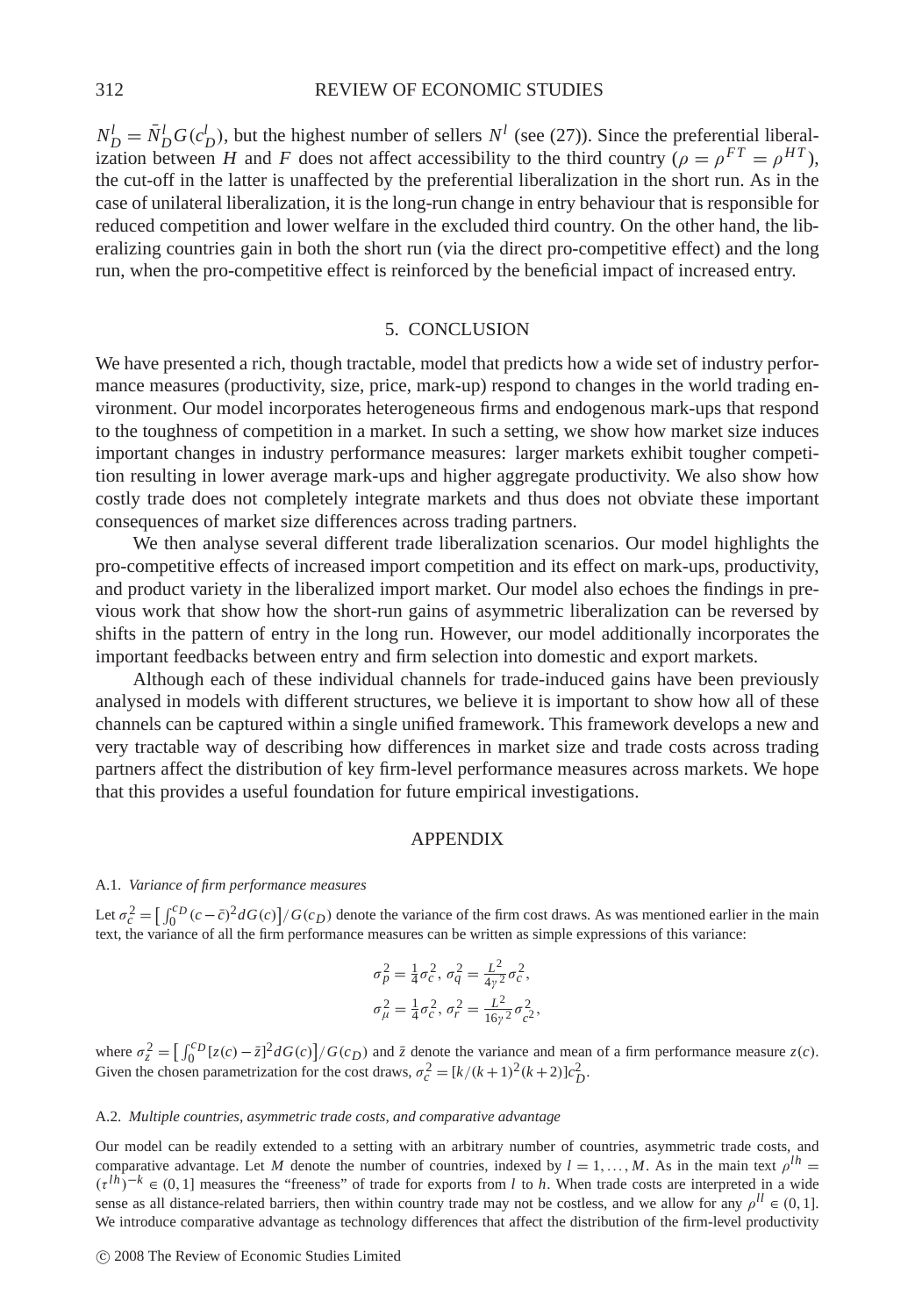$N_D^l = \bar{N}_D^l G(c_D^l)$, but the highest number of sellers $N^l$ (see (27)). Since the preferential liberalization between $H$ and $F$ does not affect accessibility to the third country ($\rho = \rho^{FT} = \rho^{HT}$), the cut-off in the latter is unaffected by the preferential liberalization in the short run. As in the case of unilateral liberalization, it is the long-run change in entry behaviour that is responsible for reduced competition and lower welfare in the excluded third country. On the other hand, the liberalizing countries gain in both the short run (via the direct pro-competitive effect) and the long run, when the pro-competitive effect is reinforced by the beneficial impact of increased entry.

## 5. CONCLUSION

We have presented a rich, though tractable, model that predicts how a wide set of industry performance measures (productivity, size, price, mark-up) respond to changes in the world trading environment. Our model incorporates heterogeneous firms and endogenous mark-ups that respond to the toughness of competition in a market. In such a setting, we show how market size induces important changes in industry performance measures: larger markets exhibit tougher competition resulting in lower average mark-ups and higher aggregate productivity. We also show how costly trade does not completely integrate markets and thus does not obviate these important consequences of market size differences across trading partners.

We then analyse several different trade liberalization scenarios. Our model highlights the pro-competitive effects of increased import competition and its effect on mark-ups, productivity, and product variety in the liberalized import market. Our model also echoes the findings in previous work that show how the short-run gains of asymmetric liberalization can be reversed by shifts in the pattern of entry in the long run. However, our model additionally incorporates the important feedbacks between entry and firm selection into domestic and export markets.

Although each of these individual channels for trade-induced gains have been previously analysed in models with different structures, we believe it is important to show how all of these channels can be captured within a single unified framework. This framework develops a new and very tractable way of describing how differences in market size and trade costs across trading partners affect the distribution of key firm-level performance measures across markets. We hope that this provides a useful foundation for future empirical investigations.

## APPENDIX

### A.1. *Variance of firm performance measures*

Let $\sigma_c^2 = \left[\int_0^{c_D} (c - \bar{c})^2 dG(c)\right] / G(c_D)$ denote the variance of the firm cost draws. As was mentioned earlier in the main text, the variance of all the firm performance measures can be written as simple expressions of this variance:

$$\sigma_p^2 = \tfrac{1}{4}\sigma_c^2, \; \sigma_q^2 = \tfrac{L^2}{4\gamma^2}\sigma_c^2,$$
$$\sigma_\mu^2 = \tfrac{1}{4}\sigma_c^2, \; \sigma_r^2 = \tfrac{L^2}{16\gamma^2}\sigma_{c^2}^2,$$

where $\sigma_z^2 = \left[\int_0^{c_D} [z(c) - \bar{z}]^2 dG(c)\right] / G(c_D)$ and $\bar{z}$ denote the variance and mean of a firm performance measure $z(c)$. Given the chosen parametrization for the cost draws, $\sigma_c^2 = [k/(k+1)^2(k+2)]c_D^2$.

### A.2. *Multiple countries, asymmetric trade costs, and comparative advantage*

Our model can be readily extended to a setting with an arbitrary number of countries, asymmetric trade costs, and comparative advantage. Let $M$ denote the number of countries, indexed by $l = 1, \ldots, M$. As in the main text $\rho^{lh} = (\tau^{lh})^{-k} \in (0, 1]$ measures the "freeness" of trade for exports from $l$ to $h$. When trade costs are interpreted in a wide sense as all distance-related barriers, then within country trade may not be costless, and we allow for any $\rho^{ll} \in (0, 1]$. We introduce comparative advantage as technology differences that affect the distribution of the firm-level productivity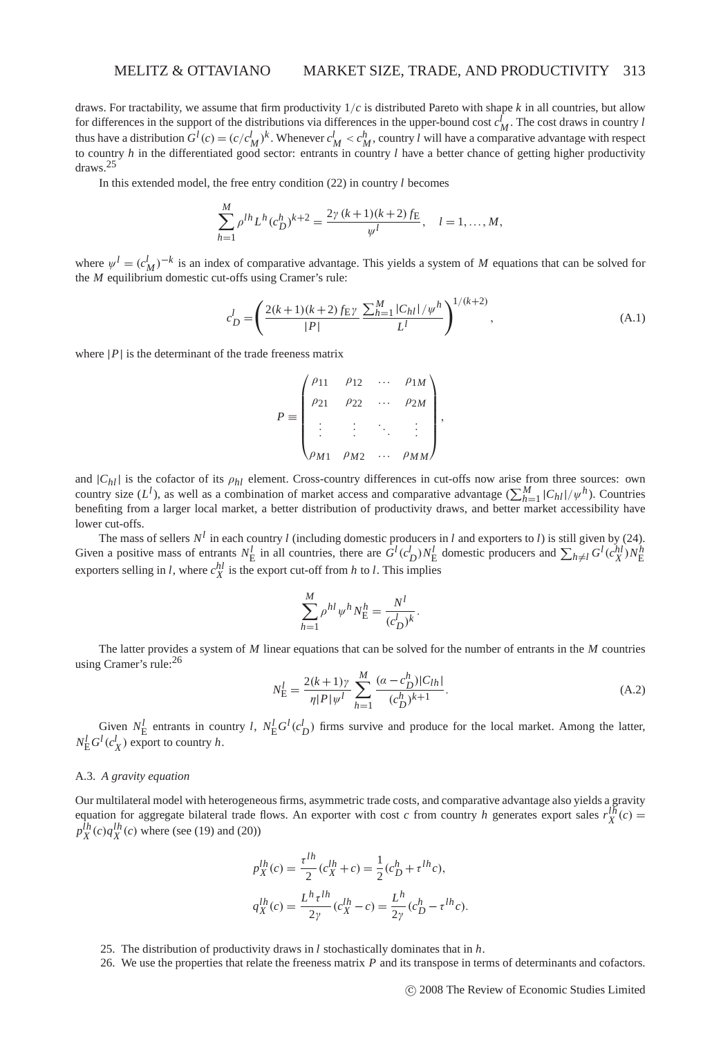draws. For tractability, we assume that firm productivity $1/c$ is distributed Pareto with shape $k$ in all countries, but allow for differences in the support of the distributions via differences in the upper-bound cost $c_M^l$. The cost draws in country $l$ thus have a distribution $G^l(c) = (c/c_M^l)^k$. Whenever $c_M^l < c_M^h$, country $l$ will have a comparative advantage with respect to country $h$ in the differentiated good sector: entrants in country $l$ have a better chance of getting higher productivity draws.[25]

In this extended model, the free entry condition (22) in country $l$ becomes

$$\sum_{h=1}^{M} \rho^{lh} L^h (c_D^h)^{k+2} = \frac{2\gamma\,(k+1)(k+2) f_{\mathrm{E}}}{\psi^l}, \quad l = 1, \ldots, M,$$

where $\psi^l = (c_M^l)^{-k}$ is an index of comparative advantage. This yields a system of $M$ equations that can be solved for the $M$ equilibrium domestic cut-offs using Cramer's rule:

$$c_D^l = \left( \frac{2(k+1)(k+2) f_{\mathrm{E}} \gamma}{|P|} \frac{\sum_{h=1}^{M} |C_{hl}| / \psi^h}{L^l} \right)^{1/(k+2)}, \tag{A.1}$$

where $|P|$ is the determinant of the trade freeness matrix

$$P \equiv \begin{pmatrix} \rho_{11} & \rho_{12} & \cdots & \rho_{1M} \\ \rho_{21} & \rho_{22} & \cdots & \rho_{2M} \\ \vdots & \vdots & \ddots & \vdots \\ \rho_{M1} & \rho_{M2} & \cdots & \rho_{MM} \end{pmatrix},$$

and $|C_{hl}|$ is the cofactor of its $\rho_{hl}$ element. Cross-country differences in cut-offs now arise from three sources: own country size ($L^l$), as well as a combination of market access and comparative advantage ($\sum_{h=1}^{M} |C_{hl}|/\psi^h$). Countries benefiting from a larger local market, a better distribution of productivity draws, and better market accessibility have lower cut-offs.

The mass of sellers $N^l$ in each country $l$ (including domestic producers in $l$ and exporters to $l$) is still given by (24). Given a positive mass of entrants $N_{\mathrm{E}}^l$ in all countries, there are $G^l(c_D^l) N_{\mathrm{E}}^l$ domestic producers and $\sum_{h \neq l} G^l(c_X^{hl}) N_{\mathrm{E}}^h$ exporters selling in $l$, where $c_X^{hl}$ is the export cut-off from $h$ to $l$. This implies

$$\sum_{h=1}^{M} \rho^{hl} \psi^h N_{\mathrm{E}}^h = \frac{N^l}{(c_D^l)^k}.$$

The latter provides a system of $M$ linear equations that can be solved for the number of entrants in the $M$ countries using Cramer's rule:[26]

$$N_{\mathrm{E}}^l = \frac{2(k+1)\gamma}{\eta |P| \psi^l} \sum_{h=1}^{M} \frac{(\alpha - c_D^h)|C_{lh}|}{(c_D^h)^{k+1}}. \tag{A.2}$$

Given $N_{\mathrm{E}}^l$ entrants in country $l$, $N_{\mathrm{E}}^l G^l(c_D^l)$ firms survive and produce for the local market. Among the latter, $N_{\mathrm{E}}^l G^l(c_X^l)$ export to country $h$.

### A.3. *A gravity equation*

Our multilateral model with heterogeneous firms, asymmetric trade costs, and comparative advantage also yields a gravity equation for aggregate bilateral trade flows. An exporter with cost $c$ from country $h$ generates export sales $r_X^{lh}(c) = p_X^{lh}(c) q_X^{lh}(c)$ where (see (19) and (20))

$$p_X^{lh}(c) = \frac{\tau^{lh}}{2}(c_X^{lh} + c) = \frac{1}{2}(c_D^h + \tau^{lh} c),$$

$$q_X^{lh}(c) = \frac{L^h \tau^{lh}}{2\gamma}(c_X^{lh} - c) = \frac{L^h}{2\gamma}(c_D^h - \tau^{lh} c).$$

25. The distribution of productivity draws in $l$ stochastically dominates that in $h$.

26. We use the properties that relate the freeness matrix $P$ and its transpose in terms of determinants and cofactors.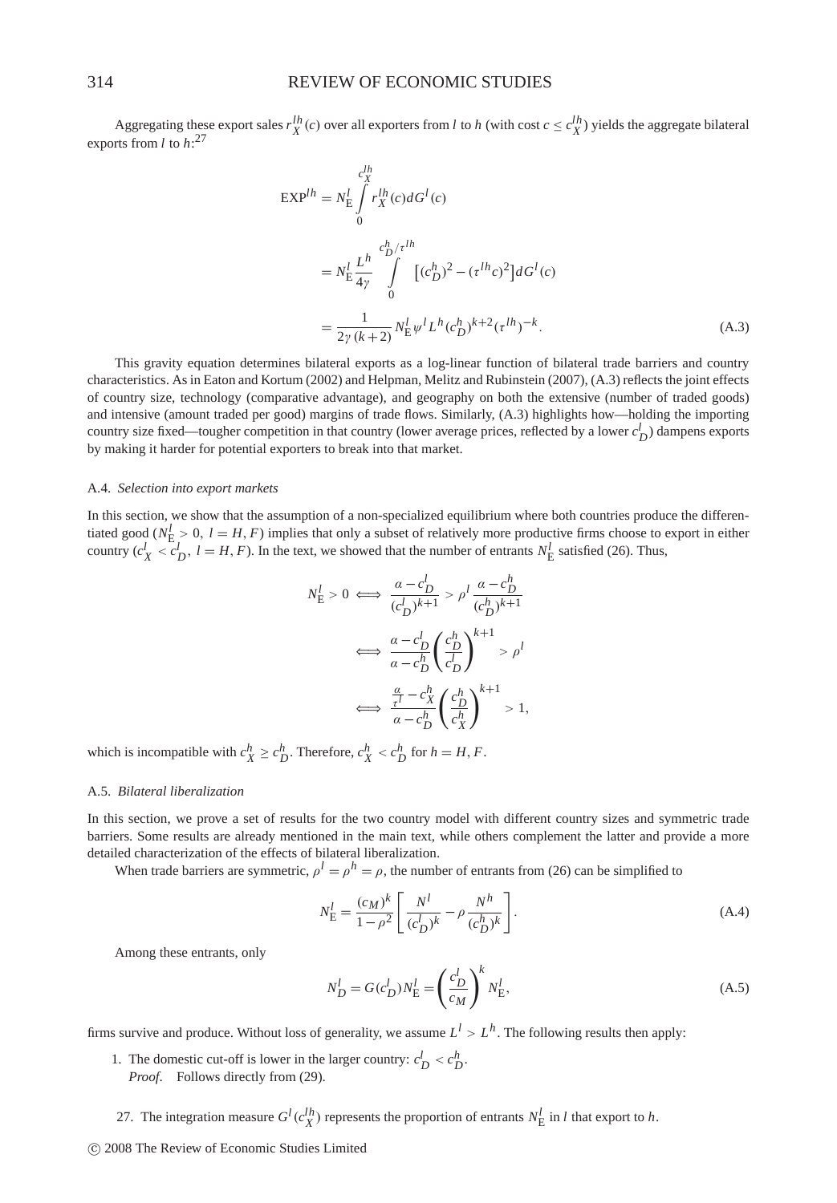Aggregating these export sales $r_X^{lh}(c)$ over all exporters from $l$ to $h$ (with cost $c \leq c_X^{lh}$) yields the aggregate bilateral exports from $l$ to $h$:[27]

$$
\begin{aligned}
\text{EXP}^{lh} &= N_{\text{E}}^{l} \int_{0}^{c_X^{lh}} r_X^{lh}(c) dG^{l}(c) \\
&= N_{\text{E}}^{l} \frac{L^h}{4\gamma} \int_{0}^{c_D^h/\tau^{lh}} \left[ (c_D^h)^2 - (\tau^{lh} c)^2 \right] dG^{l}(c) \\
&= \frac{1}{2\gamma(k+2)} N_{\text{E}}^{l} \psi^{l} L^{h} (c_D^h)^{k+2} (\tau^{lh})^{-k}.
\end{aligned} \tag{A.3}
$$

This gravity equation determines bilateral exports as a log-linear function of bilateral trade barriers and country characteristics. As in Eaton and Kortum (2002) and Helpman, Melitz and Rubinstein (2007), (A.3) reflects the joint effects of country size, technology (comparative advantage), and geography on both the extensive (number of traded goods) and intensive (amount traded per good) margins of trade flows. Similarly, (A.3) highlights how—holding the importing country size fixed—tougher competition in that country (lower average prices, reflected by a lower $c_D^l$) dampens exports by making it harder for potential exporters to break into that market.

### A.4. *Selection into export markets*

In this section, we show that the assumption of a non-specialized equilibrium where both countries produce the differentiated good ($N_{\text{E}}^l > 0$, $l = H, F$) implies that only a subset of relatively more productive firms choose to export in either country ($c_X^l < c_D^l$, $l = H, F$). In the text, we showed that the number of entrants $N_{\text{E}}^l$ satisfied (26). Thus,

$$
\begin{aligned}
N_{\text{E}}^l > 0 &\iff \frac{\alpha - c_D^l}{(c_D^l)^{k+1}} > \rho^l \frac{\alpha - c_D^h}{(c_D^h)^{k+1}} \\
&\iff \frac{\alpha - c_D^l}{\alpha - c_D^h} \left( \frac{c_D^h}{c_D^l} \right)^{k+1} > \rho^l \\
&\iff \frac{\frac{\alpha}{\tau^l} - c_X^h}{\alpha - c_D^h} \left( \frac{c_D^h}{c_X^h} \right)^{k+1} > 1,
\end{aligned}
$$

which is incompatible with $c_X^h \geq c_D^h$. Therefore, $c_X^h < c_D^h$ for $h = H, F$.

### A.5. *Bilateral liberalization*

In this section, we prove a set of results for the two country model with different country sizes and symmetric trade barriers. Some results are already mentioned in the main text, while others complement the latter and provide a more detailed characterization of the effects of bilateral liberalization.

When trade barriers are symmetric, $\rho^l = \rho^h = \rho$, the number of entrants from (26) can be simplified to

$$
N_{\text{E}}^l = \frac{(c_M)^k}{1 - \rho^2} \left[ \frac{N^l}{(c_D^l)^k} - \rho \frac{N^h}{(c_D^h)^k} \right]. \tag{A.4}
$$

Among these entrants, only

$$
N_D^l = G(c_D^l) N_{\text{E}}^l = \left( \frac{c_D^l}{c_M} \right)^k N_{\text{E}}^l, \tag{A.5}
$$

firms survive and produce. Without loss of generality, we assume $L^l > L^h$. The following results then apply:

1. The domestic cut-off is lower in the larger country: $c_D^l < c_D^h$.
   *Proof.* Follows directly from (29).

27. The integration measure $G^l(c_X^{lh})$ represents the proportion of entrants $N_{\text{E}}^l$ in $l$ that export to $h$.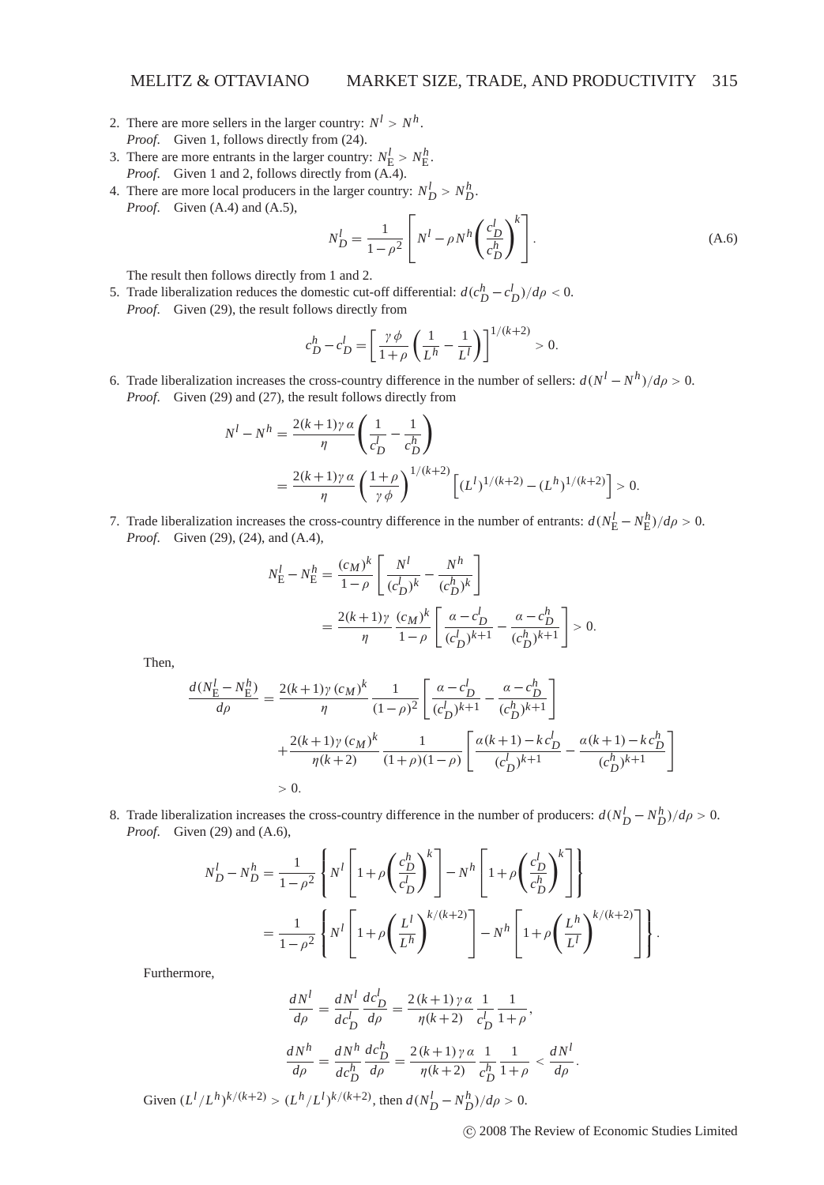2. There are more sellers in the larger country: $N^l > N^h$.
   *Proof.* Given 1, follows directly from (24).
3. There are more entrants in the larger country: $N_E^l > N_E^h$.
   *Proof.* Given 1 and 2, follows directly from (A.4).
4. There are more local producers in the larger country: $N_D^l > N_D^h$.
   *Proof.* Given (A.4) and (A.5),

$$N_D^l = \frac{1}{1-\rho^2}\left[N^l - \rho N^h \left(\frac{c_D^l}{c_D^h}\right)^k\right]. \tag{A.6}$$

   The result then follows directly from 1 and 2.
5. Trade liberalization reduces the domestic cut-off differential: $d(c_D^h - c_D^l)/d\rho < 0$.
   *Proof.* Given (29), the result follows directly from

$$c_D^h - c_D^l = \left[\frac{\gamma\phi}{1+\rho}\left(\frac{1}{L^h} - \frac{1}{L^l}\right)\right]^{1/(k+2)} > 0.$$

6. Trade liberalization increases the cross-country difference in the number of sellers: $d(N^l - N^h)/d\rho > 0$.
   *Proof.* Given (29) and (27), the result follows directly from

$$\begin{aligned}
N^l - N^h &= \frac{2(k+1)\gamma\alpha}{\eta}\left(\frac{1}{c_D^l} - \frac{1}{c_D^h}\right) \\
&= \frac{2(k+1)\gamma\alpha}{\eta}\left(\frac{1+\rho}{\gamma\phi}\right)^{1/(k+2)}\left[(L^l)^{1/(k+2)} - (L^h)^{1/(k+2)}\right] > 0.
\end{aligned}$$

7. Trade liberalization increases the cross-country difference in the number of entrants: $d(N_E^l - N_E^h)/d\rho > 0$.
   *Proof.* Given (29), (24), and (A.4),

$$\begin{aligned}
N_E^l - N_E^h &= \frac{(c_M)^k}{1-\rho}\left[\frac{N^l}{(c_D^l)^k} - \frac{N^h}{(c_D^h)^k}\right] \\
&= \frac{2(k+1)\gamma}{\eta}\frac{(c_M)^k}{1-\rho}\left[\frac{\alpha - c_D^l}{(c_D^l)^{k+1}} - \frac{\alpha - c_D^h}{(c_D^h)^{k+1}}\right] > 0.
\end{aligned}$$

   Then,

$$\begin{aligned}
\frac{d(N_E^l - N_E^h)}{d\rho} &= \frac{2(k+1)\gamma(c_M)^k}{\eta}\frac{1}{(1-\rho)^2}\left[\frac{\alpha - c_D^l}{(c_D^l)^{k+1}} - \frac{\alpha - c_D^h}{(c_D^h)^{k+1}}\right] \\
&\quad + \frac{2(k+1)\gamma(c_M)^k}{\eta(k+2)}\frac{1}{(1+\rho)(1-\rho)}\left[\frac{\alpha(k+1) - kc_D^l}{(c_D^l)^{k+1}} - \frac{\alpha(k+1) - kc_D^h}{(c_D^h)^{k+1}}\right] \\
&> 0.
\end{aligned}$$

8. Trade liberalization increases the cross-country difference in the number of producers: $d(N_D^l - N_D^h)/d\rho > 0$.
   *Proof.* Given (29) and (A.6),

$$\begin{aligned}
N_D^l - N_D^h &= \frac{1}{1-\rho^2}\left\{N^l\left[1 + \rho\left(\frac{c_D^h}{c_D^l}\right)^k\right] - N^h\left[1 + \rho\left(\frac{c_D^l}{c_D^h}\right)^k\right]\right\} \\
&= \frac{1}{1-\rho^2}\left\{N^l\left[1 + \rho\left(\frac{L^l}{L^h}\right)^{k/(k+2)}\right] - N^h\left[1 + \rho\left(\frac{L^h}{L^l}\right)^{k/(k+2)}\right]\right\}.
\end{aligned}$$

   Furthermore,

$$\frac{dN^l}{d\rho} = \frac{dN^l}{dc_D^l}\frac{dc_D^l}{d\rho} = \frac{2(k+1)\gamma\alpha}{\eta(k+2)}\frac{1}{c_D^l}\frac{1}{1+\rho},$$

$$\frac{dN^h}{d\rho} = \frac{dN^h}{dc_D^h}\frac{dc_D^h}{d\rho} = \frac{2(k+1)\gamma\alpha}{\eta(k+2)}\frac{1}{c_D^h}\frac{1}{1+\rho} < \frac{dN^l}{d\rho}.$$

   Given $(L^l/L^h)^{k/(k+2)} > (L^h/L^l)^{k/(k+2)}$, then $d(N_D^l - N_D^h)/d\rho > 0$.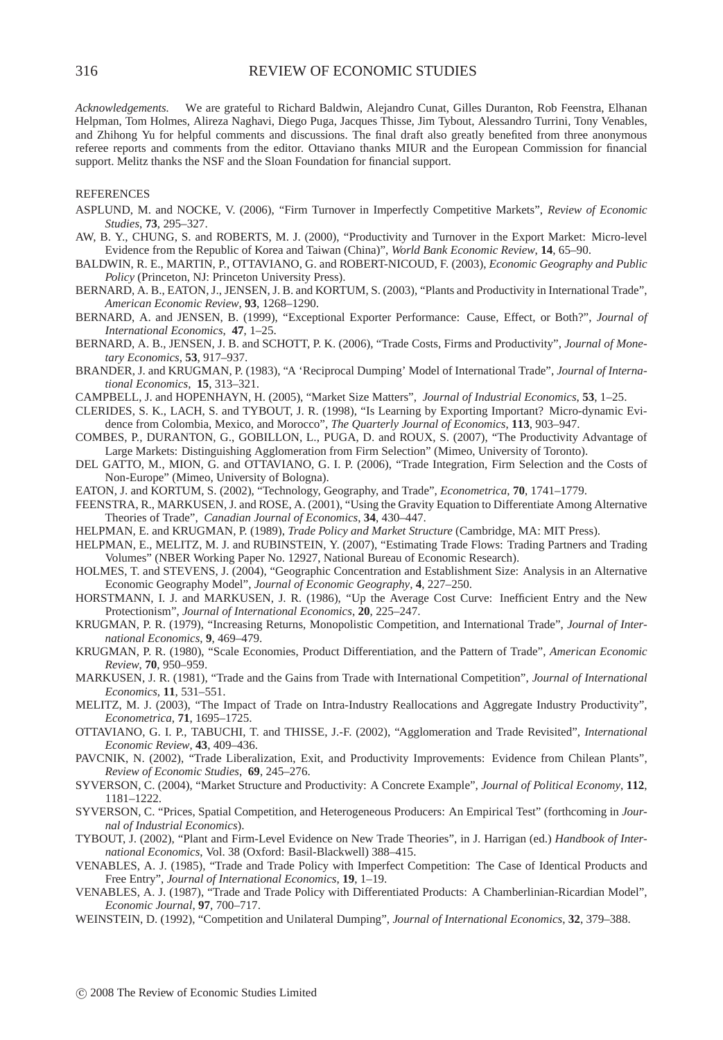*Acknowledgements.* We are grateful to Richard Baldwin, Alejandro Cunat, Gilles Duranton, Rob Feenstra, Elhanan Helpman, Tom Holmes, Alireza Naghavi, Diego Puga, Jacques Thisse, Jim Tybout, Alessandro Turrini, Tony Venables, and Zhihong Yu for helpful comments and discussions. The final draft also greatly benefited from three anonymous referee reports and comments from the editor. Ottaviano thanks MIUR and the European Commission for financial support. Melitz thanks the NSF and the Sloan Foundation for financial support.

## REFERENCES

ASPLUND, M. and NOCKE, V. (2006), "Firm Turnover in Imperfectly Competitive Markets", *Review of Economic Studies*, **73**, 295–327.

AW, B. Y., CHUNG, S. and ROBERTS, M. J. (2000), "Productivity and Turnover in the Export Market: Micro-level Evidence from the Republic of Korea and Taiwan (China)", *World Bank Economic Review*, **14**, 65–90.

BALDWIN, R. E., MARTIN, P., OTTAVIANO, G. and ROBERT-NICOUD, F. (2003), *Economic Geography and Public Policy* (Princeton, NJ: Princeton University Press).

BERNARD, A. B., EATON, J., JENSEN, J. B. and KORTUM, S. (2003), "Plants and Productivity in International Trade", *American Economic Review*, **93**, 1268–1290.

BERNARD, A. and JENSEN, B. (1999), "Exceptional Exporter Performance: Cause, Effect, or Both?", *Journal of International Economics*, **47**, 1–25.

BERNARD, A. B., JENSEN, J. B. and SCHOTT, P. K. (2006), "Trade Costs, Firms and Productivity", *Journal of Monetary Economics*, **53**, 917–937.

BRANDER, J. and KRUGMAN, P. (1983), "A 'Reciprocal Dumping' Model of International Trade", *Journal of International Economics*, **15**, 313–321.

CAMPBELL, J. and HOPENHAYN, H. (2005), "Market Size Matters", *Journal of Industrial Economics*, **53**, 1–25.

CLERIDES, S. K., LACH, S. and TYBOUT, J. R. (1998), "Is Learning by Exporting Important? Micro-dynamic Evidence from Colombia, Mexico, and Morocco", *The Quarterly Journal of Economics*, **113**, 903–947.

COMBES, P., DURANTON, G., GOBILLON, L., PUGA, D. and ROUX, S. (2007), "The Productivity Advantage of Large Markets: Distinguishing Agglomeration from Firm Selection" (Mimeo, University of Toronto).

DEL GATTO, M., MION, G. and OTTAVIANO, G. I. P. (2006), "Trade Integration, Firm Selection and the Costs of Non-Europe" (Mimeo, University of Bologna).

EATON, J. and KORTUM, S. (2002), "Technology, Geography, and Trade", *Econometrica*, **70**, 1741–1779.

FEENSTRA, R., MARKUSEN, J. and ROSE, A. (2001), "Using the Gravity Equation to Differentiate Among Alternative Theories of Trade", *Canadian Journal of Economics*, **34**, 430–447.

HELPMAN, E. and KRUGMAN, P. (1989), *Trade Policy and Market Structure* (Cambridge, MA: MIT Press).

HELPMAN, E., MELITZ, M. J. and RUBINSTEIN, Y. (2007), "Estimating Trade Flows: Trading Partners and Trading Volumes" (NBER Working Paper No. 12927, National Bureau of Economic Research).

HOLMES, T. and STEVENS, J. (2004), "Geographic Concentration and Establishment Size: Analysis in an Alternative Economic Geography Model", *Journal of Economic Geography*, **4**, 227–250.

HORSTMANN, I. J. and MARKUSEN, J. R. (1986), "Up the Average Cost Curve: Inefficient Entry and the New Protectionism", *Journal of International Economics*, **20**, 225–247.

KRUGMAN, P. R. (1979), "Increasing Returns, Monopolistic Competition, and International Trade", *Journal of International Economics*, **9**, 469–479.

KRUGMAN, P. R. (1980), "Scale Economies, Product Differentiation, and the Pattern of Trade", *American Economic Review*, **70**, 950–959.

MARKUSEN, J. R. (1981), "Trade and the Gains from Trade with International Competition", *Journal of International Economics*, **11**, 531–551.

MELITZ, M. J. (2003), "The Impact of Trade on Intra-Industry Reallocations and Aggregate Industry Productivity", *Econometrica*, **71**, 1695–1725.

OTTAVIANO, G. I. P., TABUCHI, T. and THISSE, J.-F. (2002), "Agglomeration and Trade Revisited", *International Economic Review*, **43**, 409–436.

PAVCNIK, N. (2002), "Trade Liberalization, Exit, and Productivity Improvements: Evidence from Chilean Plants", *Review of Economic Studies*, **69**, 245–276.

SYVERSON, C. (2004), "Market Structure and Productivity: A Concrete Example", *Journal of Political Economy*, **112**, 1181–1222.

SYVERSON, C. "Prices, Spatial Competition, and Heterogeneous Producers: An Empirical Test" (forthcoming in *Journal of Industrial Economics*).

TYBOUT, J. (2002), "Plant and Firm-Level Evidence on New Trade Theories", in J. Harrigan (ed.) *Handbook of International Economics*, Vol. 38 (Oxford: Basil-Blackwell) 388–415.

VENABLES, A. J. (1985), "Trade and Trade Policy with Imperfect Competition: The Case of Identical Products and Free Entry", *Journal of International Economics*, **19**, 1–19.

VENABLES, A. J. (1987), "Trade and Trade Policy with Differentiated Products: A Chamberlinian-Ricardian Model", *Economic Journal*, **97**, 700–717.

WEINSTEIN, D. (1992), "Competition and Unilateral Dumping", *Journal of International Economics*, **32**, 379–388.